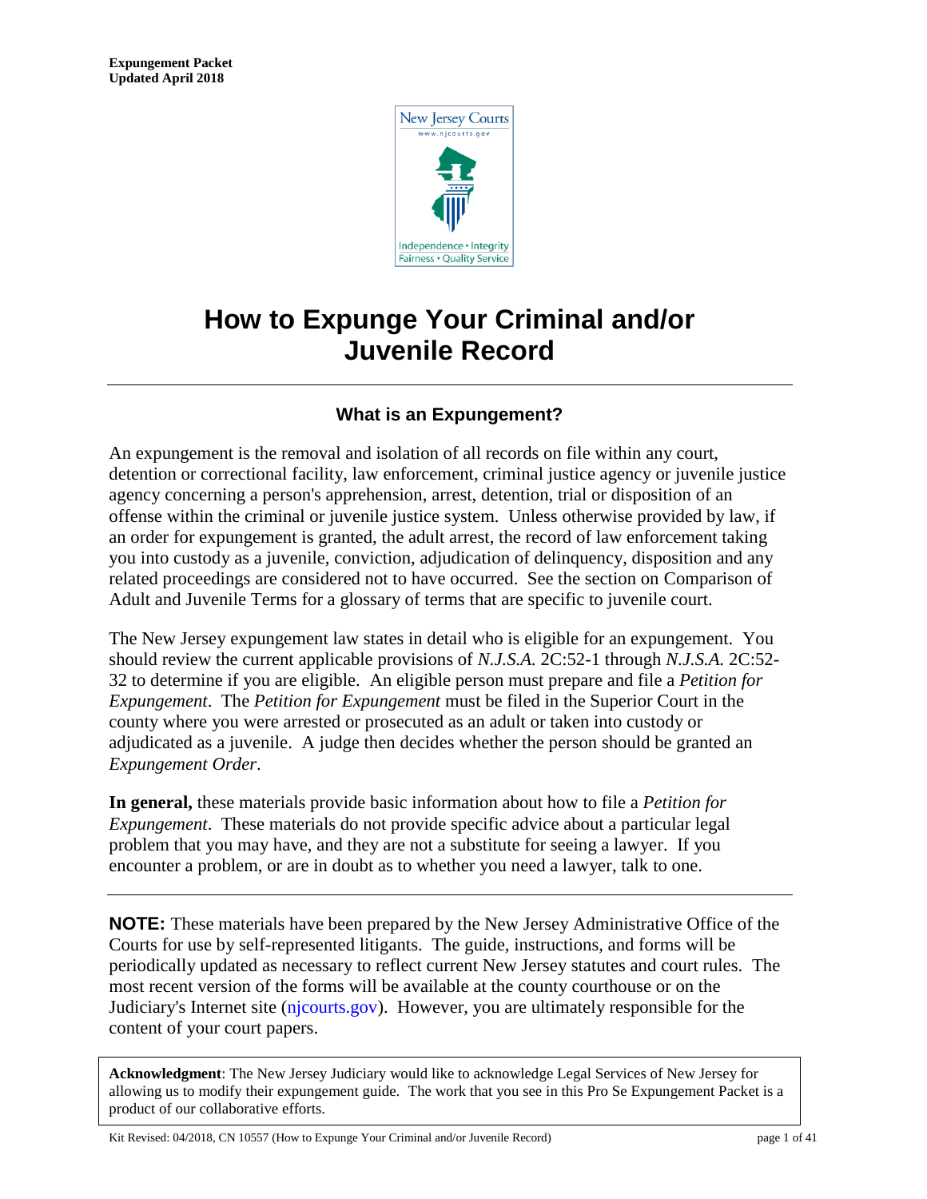**Expungement Packet**
**Updated April 2018**

# How to Expunge Your Criminal and/or Juvenile Record

## What is an Expungement?

An expungement is the removal and isolation of all records on file within any court, detention or correctional facility, law enforcement, criminal justice agency or juvenile justice agency concerning a person's apprehension, arrest, detention, trial or disposition of an offense within the criminal or juvenile justice system. Unless otherwise provided by law, if an order for expungement is granted, the adult arrest, the record of law enforcement taking you into custody as a juvenile, conviction, adjudication of delinquency, disposition and any related proceedings are considered not to have occurred. See the section on Comparison of Adult and Juvenile Terms for a glossary of terms that are specific to juvenile court.

The New Jersey expungement law states in detail who is eligible for an expungement. You should review the current applicable provisions of *N.J.S.A.* 2C:52-1 through *N.J.S.A.* 2C:52-32 to determine if you are eligible. An eligible person must prepare and file a *Petition for Expungement*. The *Petition for Expungement* must be filed in the Superior Court in the county where you were arrested or prosecuted as an adult or taken into custody or adjudicated as a juvenile. A judge then decides whether the person should be granted an *Expungement Order*.

**In general,** these materials provide basic information about how to file a *Petition for Expungement*. These materials do not provide specific advice about a particular legal problem that you may have, and they are not a substitute for seeing a lawyer. If you encounter a problem, or are in doubt as to whether you need a lawyer, talk to one.

---

**NOTE:** These materials have been prepared by the New Jersey Administrative Office of the Courts for use by self-represented litigants. The guide, instructions, and forms will be periodically updated as necessary to reflect current New Jersey statutes and court rules. The most recent version of the forms will be available at the county courthouse or on the Judiciary's Internet site (njcourts.gov). However, you are ultimately responsible for the content of your court papers.

**Acknowledgment**: The New Jersey Judiciary would like to acknowledge Legal Services of New Jersey for allowing us to modify their expungement guide. The work that you see in this Pro Se Expungement Packet is a product of our collaborative efforts.

Kit Revised: 04/2018, CN 10557 (How to Expunge Your Criminal and/or Juvenile Record)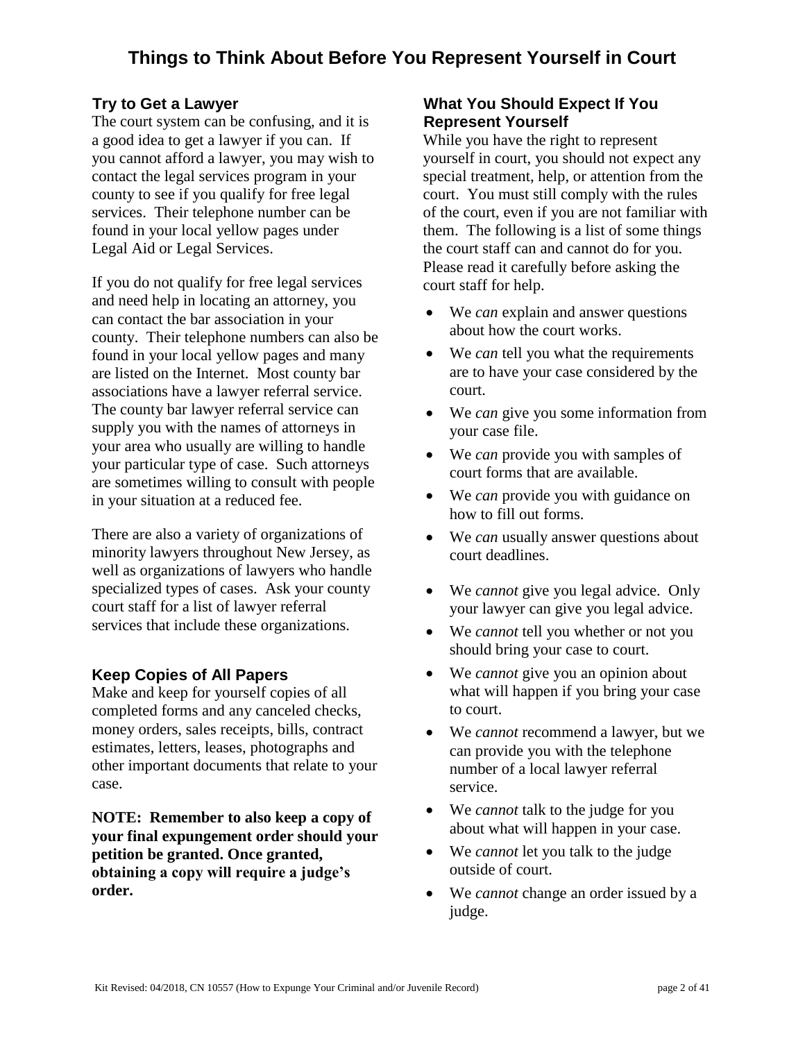# Things to Think About Before You Represent Yourself in Court

## Try to Get a Lawyer

The court system can be confusing, and it is a good idea to get a lawyer if you can. If you cannot afford a lawyer, you may wish to contact the legal services program in your county to see if you qualify for free legal services. Their telephone number can be found in your local yellow pages under Legal Aid or Legal Services.

If you do not qualify for free legal services and need help in locating an attorney, you can contact the bar association in your county. Their telephone numbers can also be found in your local yellow pages and many are listed on the Internet. Most county bar associations have a lawyer referral service. The county bar lawyer referral service can supply you with the names of attorneys in your area who usually are willing to handle your particular type of case. Such attorneys are sometimes willing to consult with people in your situation at a reduced fee.

There are also a variety of organizations of minority lawyers throughout New Jersey, as well as organizations of lawyers who handle specialized types of cases. Ask your county court staff for a list of lawyer referral services that include these organizations.

## Keep Copies of All Papers

Make and keep for yourself copies of all completed forms and any canceled checks, money orders, sales receipts, bills, contract estimates, letters, leases, photographs and other important documents that relate to your case.

**NOTE: Remember to also keep a copy of your final expungement order should your petition be granted. Once granted, obtaining a copy will require a judge's order.**

## What You Should Expect If You Represent Yourself

While you have the right to represent yourself in court, you should not expect any special treatment, help, or attention from the court. You must still comply with the rules of the court, even if you are not familiar with them. The following is a list of some things the court staff can and cannot do for you. Please read it carefully before asking the court staff for help.

- We *can* explain and answer questions about how the court works.
- We *can* tell you what the requirements are to have your case considered by the court.
- We *can* give you some information from your case file.
- We *can* provide you with samples of court forms that are available.
- We *can* provide you with guidance on how to fill out forms.
- We *can* usually answer questions about court deadlines.
- We *cannot* give you legal advice. Only your lawyer can give you legal advice.
- We *cannot* tell you whether or not you should bring your case to court.
- We *cannot* give you an opinion about what will happen if you bring your case to court.
- We *cannot* recommend a lawyer, but we can provide you with the telephone number of a local lawyer referral service.
- We *cannot* talk to the judge for you about what will happen in your case.
- We *cannot* let you talk to the judge outside of court.
- We *cannot* change an order issued by a judge.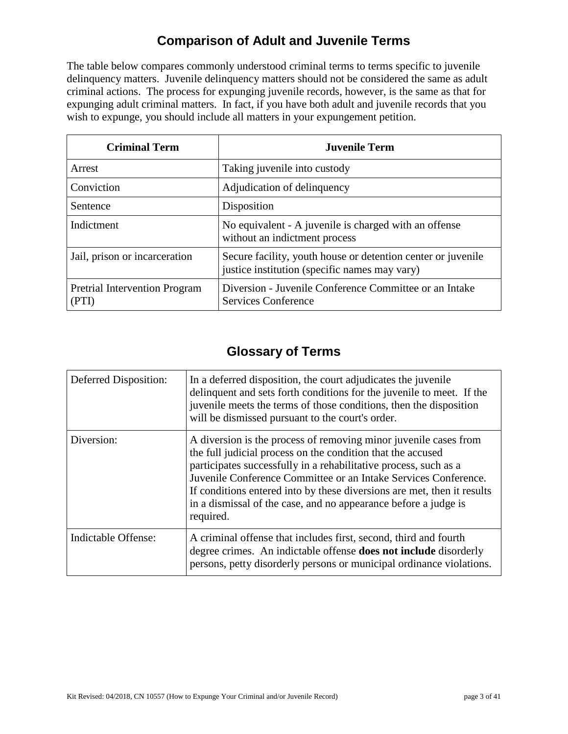## Comparison of Adult and Juvenile Terms

The table below compares commonly understood criminal terms to terms specific to juvenile delinquency matters. Juvenile delinquency matters should not be considered the same as adult criminal actions. The process for expunging juvenile records, however, is the same as that for expunging adult criminal matters. In fact, if you have both adult and juvenile records that you wish to expunge, you should include all matters in your expungement petition.

| Criminal Term | Juvenile Term |
| --- | --- |
| Arrest | Taking juvenile into custody |
| Conviction | Adjudication of delinquency |
| Sentence | Disposition |
| Indictment | No equivalent - A juvenile is charged with an offense without an indictment process |
| Jail, prison or incarceration | Secure facility, youth house or detention center or juvenile justice institution (specific names may vary) |
| Pretrial Intervention Program (PTI) | Diversion - Juvenile Conference Committee or an Intake Services Conference |

## Glossary of Terms

| | |
| --- | --- |
| Deferred Disposition: | In a deferred disposition, the court adjudicates the juvenile delinquent and sets forth conditions for the juvenile to meet. If the juvenile meets the terms of those conditions, then the disposition will be dismissed pursuant to the court's order. |
| Diversion: | A diversion is the process of removing minor juvenile cases from the full judicial process on the condition that the accused participates successfully in a rehabilitative process, such as a Juvenile Conference Committee or an Intake Services Conference. If conditions entered into by these diversions are met, then it results in a dismissal of the case, and no appearance before a judge is required. |
| Indictable Offense: | A criminal offense that includes first, second, third and fourth degree crimes. An indictable offense **does not include** disorderly persons, petty disorderly persons or municipal ordinance violations. |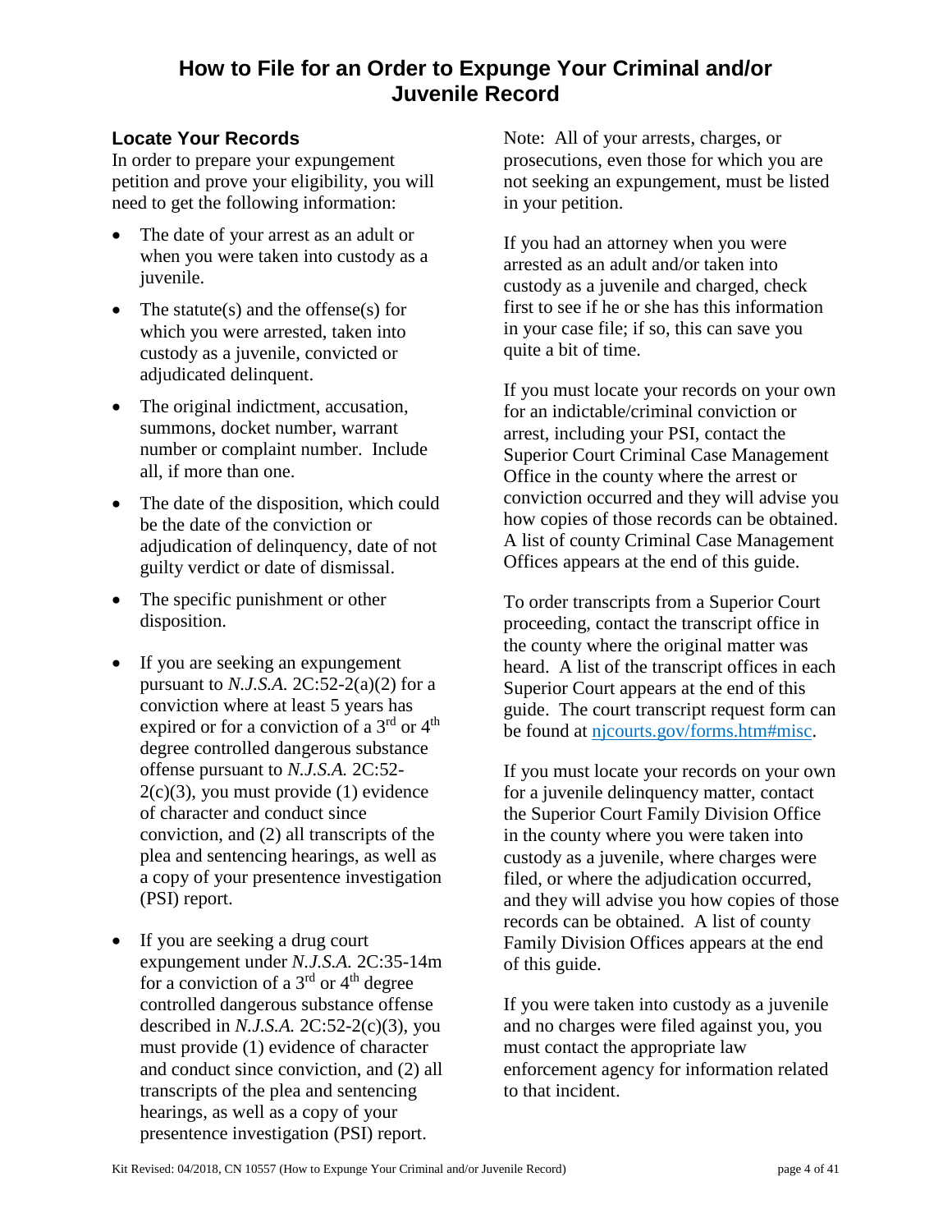# How to File for an Order to Expunge Your Criminal and/or Juvenile Record

## Locate Your Records

In order to prepare your expungement petition and prove your eligibility, you will need to get the following information:

- The date of your arrest as an adult or when you were taken into custody as a juvenile.
- The statute(s) and the offense(s) for which you were arrested, taken into custody as a juvenile, convicted or adjudicated delinquent.
- The original indictment, accusation, summons, docket number, warrant number or complaint number. Include all, if more than one.
- The date of the disposition, which could be the date of the conviction or adjudication of delinquency, date of not guilty verdict or date of dismissal.
- The specific punishment or other disposition.
- If you are seeking an expungement pursuant to *N.J.S.A.* 2C:52-2(a)(2) for a conviction where at least 5 years has expired or for a conviction of a 3rd or 4th degree controlled dangerous substance offense pursuant to *N.J.S.A.* 2C:52-2(c)(3), you must provide (1) evidence of character and conduct since conviction, and (2) all transcripts of the plea and sentencing hearings, as well as a copy of your presentence investigation (PSI) report.
- If you are seeking a drug court expungement under *N.J.S.A.* 2C:35-14m for a conviction of a 3rd or 4th degree controlled dangerous substance offense described in *N.J.S.A.* 2C:52-2(c)(3), you must provide (1) evidence of character and conduct since conviction, and (2) all transcripts of the plea and sentencing hearings, as well as a copy of your presentence investigation (PSI) report.

Note: All of your arrests, charges, or prosecutions, even those for which you are not seeking an expungement, must be listed in your petition.

If you had an attorney when you were arrested as an adult and/or taken into custody as a juvenile and charged, check first to see if he or she has this information in your case file; if so, this can save you quite a bit of time.

If you must locate your records on your own for an indictable/criminal conviction or arrest, including your PSI, contact the Superior Court Criminal Case Management Office in the county where the arrest or conviction occurred and they will advise you how copies of those records can be obtained. A list of county Criminal Case Management Offices appears at the end of this guide.

To order transcripts from a Superior Court proceeding, contact the transcript office in the county where the original matter was heard. A list of the transcript offices in each Superior Court appears at the end of this guide. The court transcript request form can be found at njcourts.gov/forms.htm#misc.

If you must locate your records on your own for a juvenile delinquency matter, contact the Superior Court Family Division Office in the county where you were taken into custody as a juvenile, where charges were filed, or where the adjudication occurred, and they will advise you how copies of those records can be obtained. A list of county Family Division Offices appears at the end of this guide.

If you were taken into custody as a juvenile and no charges were filed against you, you must contact the appropriate law enforcement agency for information related to that incident.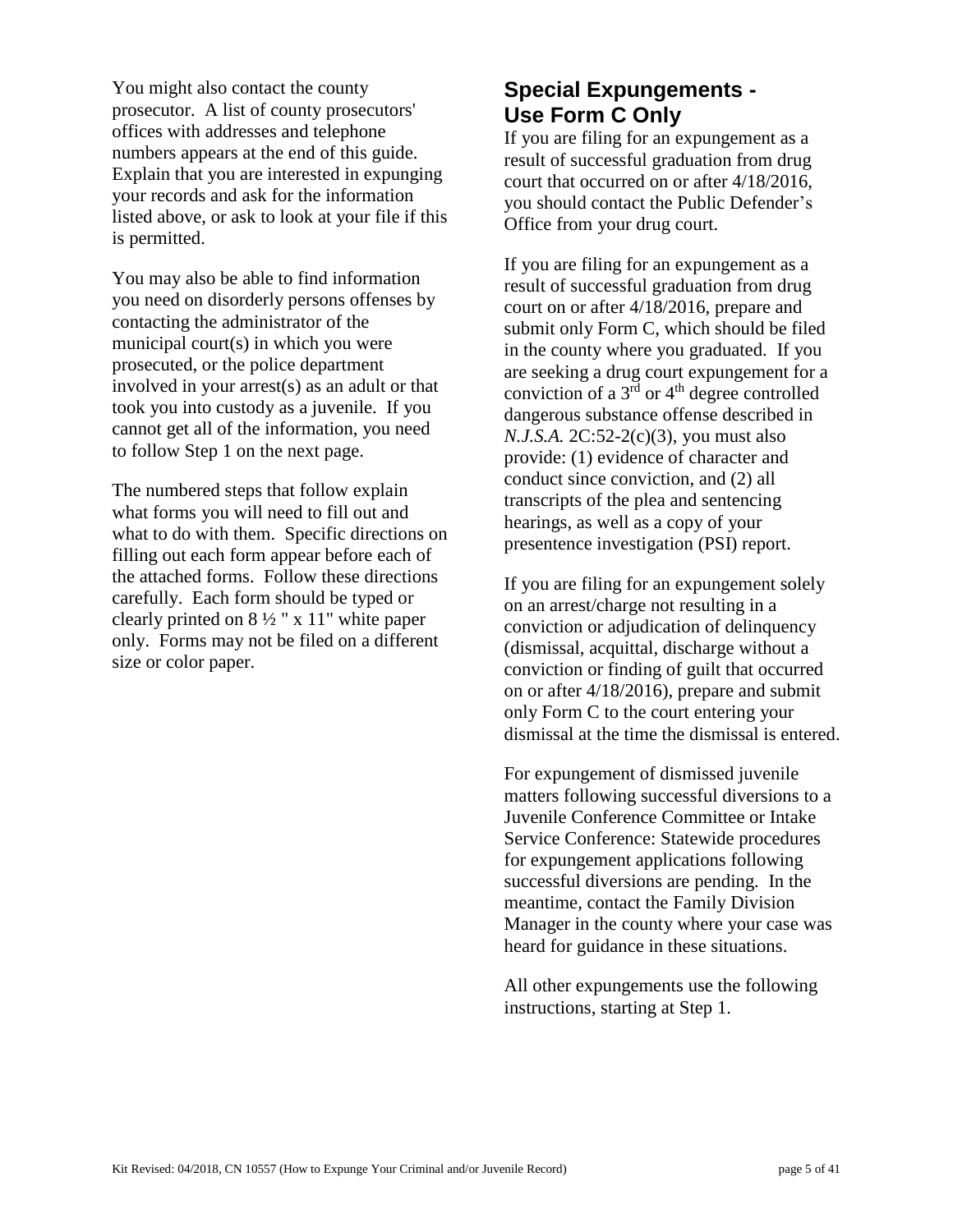You might also contact the county prosecutor. A list of county prosecutors' offices with addresses and telephone numbers appears at the end of this guide. Explain that you are interested in expunging your records and ask for the information listed above, or ask to look at your file if this is permitted.

You may also be able to find information you need on disorderly persons offenses by contacting the administrator of the municipal court(s) in which you were prosecuted, or the police department involved in your arrest(s) as an adult or that took you into custody as a juvenile. If you cannot get all of the information, you need to follow Step 1 on the next page.

The numbered steps that follow explain what forms you will need to fill out and what to do with them. Specific directions on filling out each form appear before each of the attached forms. Follow these directions carefully. Each form should be typed or clearly printed on 8 ½ " x 11" white paper only. Forms may not be filed on a different size or color paper.

## Special Expungements - Use Form C Only

If you are filing for an expungement as a result of successful graduation from drug court that occurred on or after 4/18/2016, you should contact the Public Defender's Office from your drug court.

If you are filing for an expungement as a result of successful graduation from drug court on or after 4/18/2016, prepare and submit only Form C, which should be filed in the county where you graduated. If you are seeking a drug court expungement for a conviction of a 3rd or 4th degree controlled dangerous substance offense described in *N.J.S.A.* 2C:52-2(c)(3), you must also provide: (1) evidence of character and conduct since conviction, and (2) all transcripts of the plea and sentencing hearings, as well as a copy of your presentence investigation (PSI) report.

If you are filing for an expungement solely on an arrest/charge not resulting in a conviction or adjudication of delinquency (dismissal, acquittal, discharge without a conviction or finding of guilt that occurred on or after 4/18/2016), prepare and submit only Form C to the court entering your dismissal at the time the dismissal is entered.

For expungement of dismissed juvenile matters following successful diversions to a Juvenile Conference Committee or Intake Service Conference: Statewide procedures for expungement applications following successful diversions are pending. In the meantime, contact the Family Division Manager in the county where your case was heard for guidance in these situations.

All other expungements use the following instructions, starting at Step 1.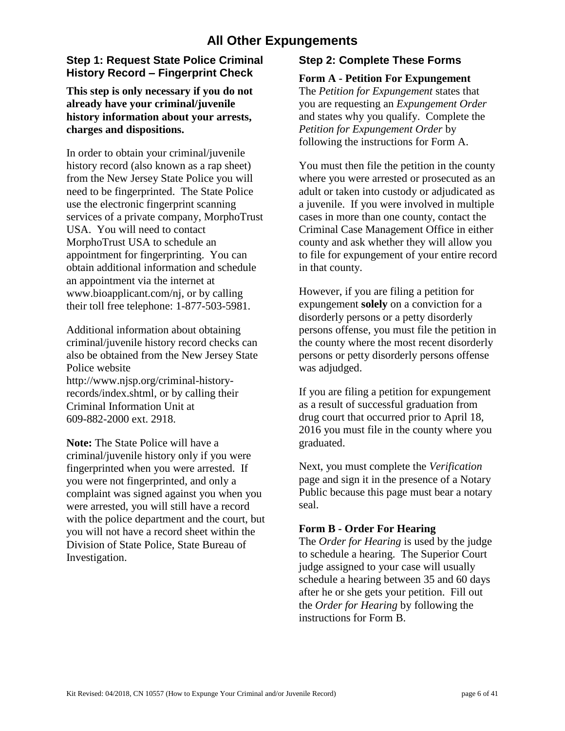# All Other Expungements

## Step 1: Request State Police Criminal History Record – Fingerprint Check

**This step is only necessary if you do not already have your criminal/juvenile history information about your arrests, charges and dispositions.**

In order to obtain your criminal/juvenile history record (also known as a rap sheet) from the New Jersey State Police you will need to be fingerprinted. The State Police use the electronic fingerprint scanning services of a private company, MorphoTrust USA. You will need to contact MorphoTrust USA to schedule an appointment for fingerprinting. You can obtain additional information and schedule an appointment via the internet at www.bioapplicant.com/nj, or by calling their toll free telephone: 1-877-503-5981.

Additional information about obtaining criminal/juvenile history record checks can also be obtained from the New Jersey State Police website http://www.njsp.org/criminal-history-records/index.shtml, or by calling their Criminal Information Unit at 609-882-2000 ext. 2918.

**Note:** The State Police will have a criminal/juvenile history only if you were fingerprinted when you were arrested. If you were not fingerprinted, and only a complaint was signed against you when you were arrested, you will still have a record with the police department and the court, but you will not have a record sheet within the Division of State Police, State Bureau of Investigation.

## Step 2: Complete These Forms

### Form A - Petition For Expungement

The *Petition for Expungement* states that you are requesting an *Expungement Order* and states why you qualify. Complete the *Petition for Expungement Order* by following the instructions for Form A.

You must then file the petition in the county where you were arrested or prosecuted as an adult or taken into custody or adjudicated as a juvenile. If you were involved in multiple cases in more than one county, contact the Criminal Case Management Office in either county and ask whether they will allow you to file for expungement of your entire record in that county.

However, if you are filing a petition for expungement **solely** on a conviction for a disorderly persons or a petty disorderly persons offense, you must file the petition in the county where the most recent disorderly persons or petty disorderly persons offense was adjudged.

If you are filing a petition for expungement as a result of successful graduation from drug court that occurred prior to April 18, 2016 you must file in the county where you graduated.

Next, you must complete the *Verification* page and sign it in the presence of a Notary Public because this page must bear a notary seal.

### Form B - Order For Hearing

The *Order for Hearing* is used by the judge to schedule a hearing. The Superior Court judge assigned to your case will usually schedule a hearing between 35 and 60 days after he or she gets your petition. Fill out the *Order for Hearing* by following the instructions for Form B.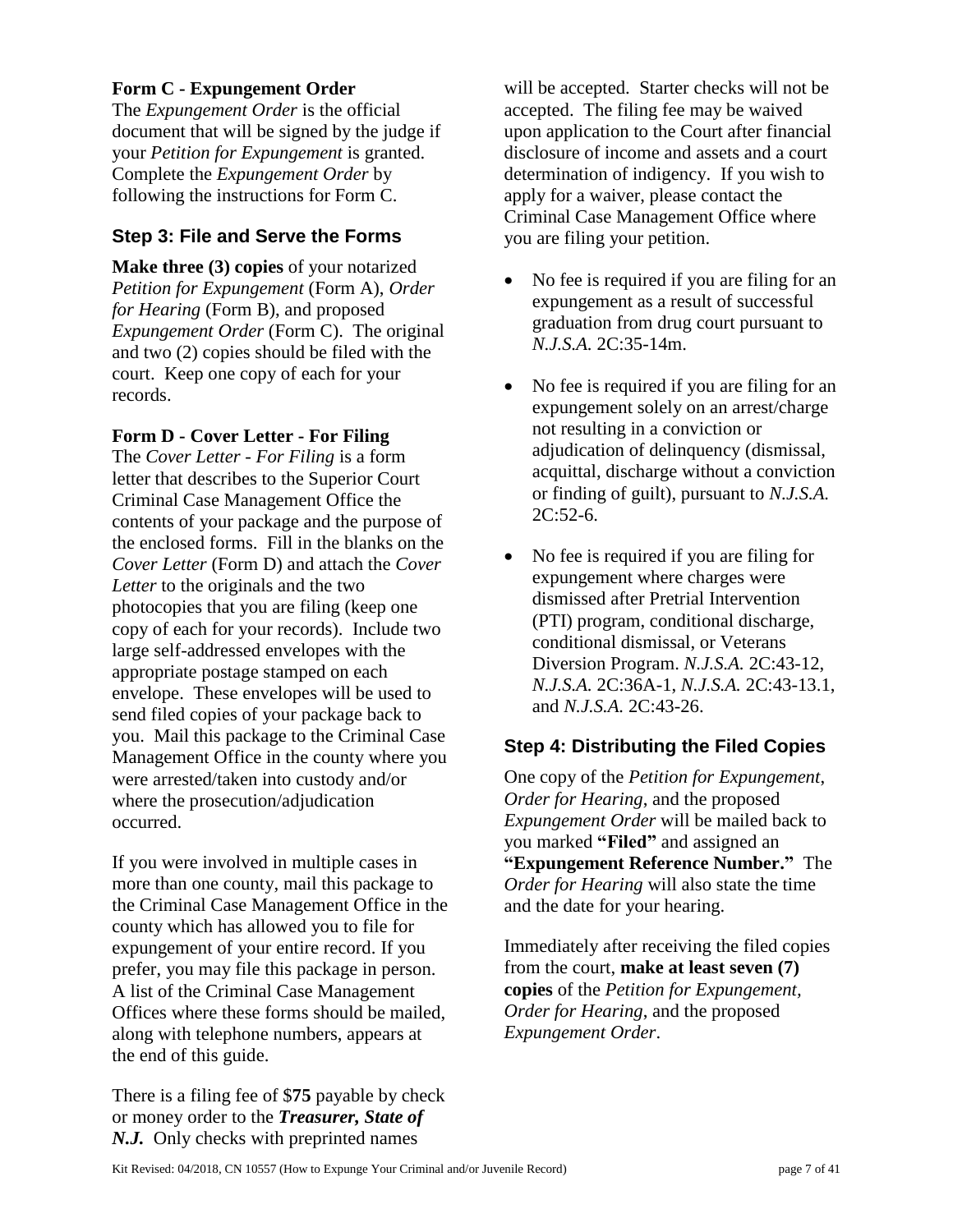**Form C - Expungement Order**

The *Expungement Order* is the official document that will be signed by the judge if your *Petition for Expungement* is granted. Complete the *Expungement Order* by following the instructions for Form C.

## Step 3: File and Serve the Forms

**Make three (3) copies** of your notarized *Petition for Expungement* (Form A), *Order for Hearing* (Form B), and proposed *Expungement Order* (Form C). The original and two (2) copies should be filed with the court. Keep one copy of each for your records.

**Form D - Cover Letter - For Filing**

The *Cover Letter - For Filing* is a form letter that describes to the Superior Court Criminal Case Management Office the contents of your package and the purpose of the enclosed forms. Fill in the blanks on the *Cover Letter* (Form D) and attach the *Cover Letter* to the originals and the two photocopies that you are filing (keep one copy of each for your records). Include two large self-addressed envelopes with the appropriate postage stamped on each envelope. These envelopes will be used to send filed copies of your package back to you. Mail this package to the Criminal Case Management Office in the county where you were arrested/taken into custody and/or where the prosecution/adjudication occurred.

If you were involved in multiple cases in more than one county, mail this package to the Criminal Case Management Office in the county which has allowed you to file for expungement of your entire record. If you prefer, you may file this package in person. A list of the Criminal Case Management Offices where these forms should be mailed, along with telephone numbers, appears at the end of this guide.

There is a filing fee of $**75** payable by check or money order to the ***Treasurer, State of N.J.*** Only checks with preprinted names will be accepted. Starter checks will not be accepted. The filing fee may be waived upon application to the Court after financial disclosure of income and assets and a court determination of indigency. If you wish to apply for a waiver, please contact the Criminal Case Management Office where you are filing your petition.

- No fee is required if you are filing for an expungement as a result of successful graduation from drug court pursuant to *N.J.S.A.* 2C:35-14m.
- No fee is required if you are filing for an expungement solely on an arrest/charge not resulting in a conviction or adjudication of delinquency (dismissal, acquittal, discharge without a conviction or finding of guilt), pursuant to *N.J.S.A.* 2C:52-6.
- No fee is required if you are filing for expungement where charges were dismissed after Pretrial Intervention (PTI) program, conditional discharge, conditional dismissal, or Veterans Diversion Program. *N.J.S.A.* 2C:43-12, *N.J.S.A.* 2C:36A-1, *N.J.S.A.* 2C:43-13.1, and *N.J.S.A.* 2C:43-26.

## Step 4: Distributing the Filed Copies

One copy of the *Petition for Expungement*, *Order for Hearing*, and the proposed *Expungement Order* will be mailed back to you marked **"Filed"** and assigned an **"Expungement Reference Number."** The *Order for Hearing* will also state the time and the date for your hearing.

Immediately after receiving the filed copies from the court, **make at least seven (7) copies** of the *Petition for Expungement, Order for Hearing*, and the proposed *Expungement Order*.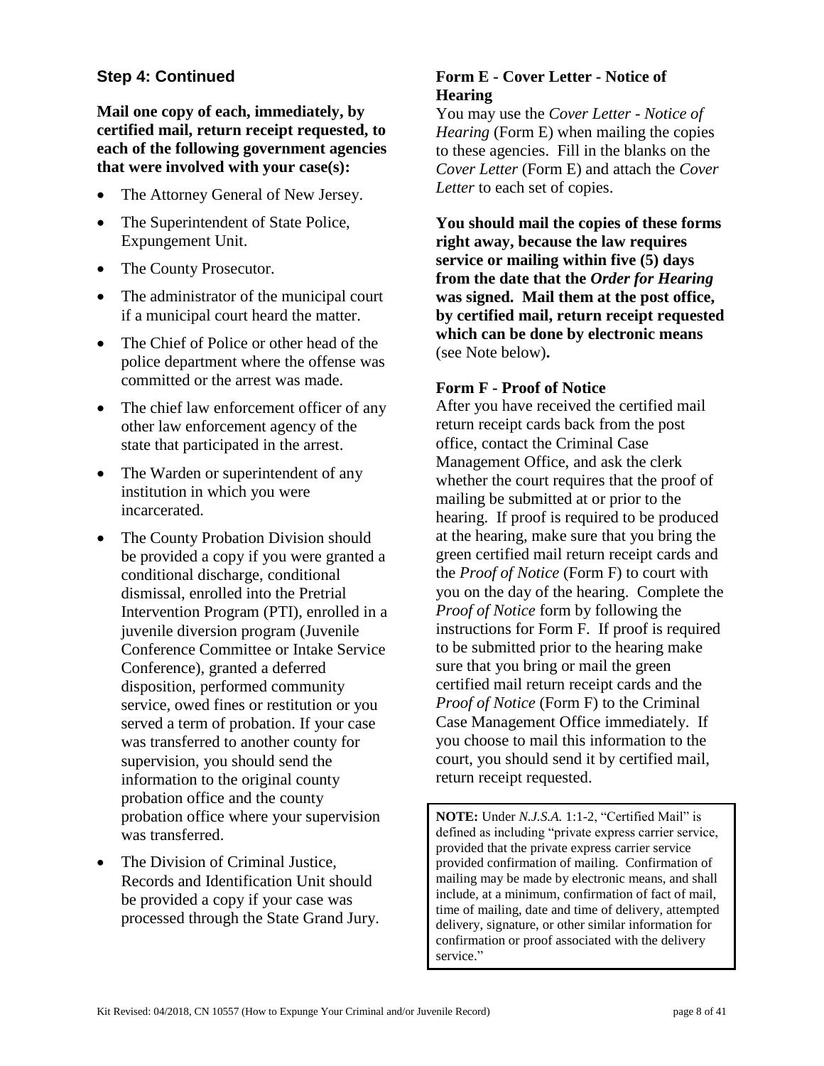### Step 4: Continued

**Mail one copy of each, immediately, by certified mail, return receipt requested, to each of the following government agencies that were involved with your case(s):**

- The Attorney General of New Jersey.
- The Superintendent of State Police, Expungement Unit.
- The County Prosecutor.
- The administrator of the municipal court if a municipal court heard the matter.
- The Chief of Police or other head of the police department where the offense was committed or the arrest was made.
- The chief law enforcement officer of any other law enforcement agency of the state that participated in the arrest.
- The Warden or superintendent of any institution in which you were incarcerated.
- The County Probation Division should be provided a copy if you were granted a conditional discharge, conditional dismissal, enrolled into the Pretrial Intervention Program (PTI), enrolled in a juvenile diversion program (Juvenile Conference Committee or Intake Service Conference), granted a deferred disposition, performed community service, owed fines or restitution or you served a term of probation. If your case was transferred to another county for supervision, you should send the information to the original county probation office and the county probation office where your supervision was transferred.
- The Division of Criminal Justice, Records and Identification Unit should be provided a copy if your case was processed through the State Grand Jury.

**Form E - Cover Letter - Notice of Hearing**

You may use the *Cover Letter - Notice of Hearing* (Form E) when mailing the copies to these agencies. Fill in the blanks on the *Cover Letter* (Form E) and attach the *Cover Letter* to each set of copies.

**You should mail the copies of these forms right away, because the law requires service or mailing within five (5) days from the date that the *Order for Hearing* was signed. Mail them at the post office, by certified mail, return receipt requested which can be done by electronic means** (see Note below)**.**

**Form F - Proof of Notice**

After you have received the certified mail return receipt cards back from the post office, contact the Criminal Case Management Office, and ask the clerk whether the court requires that the proof of mailing be submitted at or prior to the hearing. If proof is required to be produced at the hearing, make sure that you bring the green certified mail return receipt cards and the *Proof of Notice* (Form F) to court with you on the day of the hearing. Complete the *Proof of Notice* form by following the instructions for Form F. If proof is required to be submitted prior to the hearing make sure that you bring or mail the green certified mail return receipt cards and the *Proof of Notice* (Form F) to the Criminal Case Management Office immediately. If you choose to mail this information to the court, you should send it by certified mail, return receipt requested.

> **NOTE:** Under *N.J.S.A.* 1:1-2, "Certified Mail" is defined as including "private express carrier service, provided that the private express carrier service provided confirmation of mailing. Confirmation of mailing may be made by electronic means, and shall include, at a minimum, confirmation of fact of mail, time of mailing, date and time of delivery, attempted delivery, signature, or other similar information for confirmation or proof associated with the delivery service."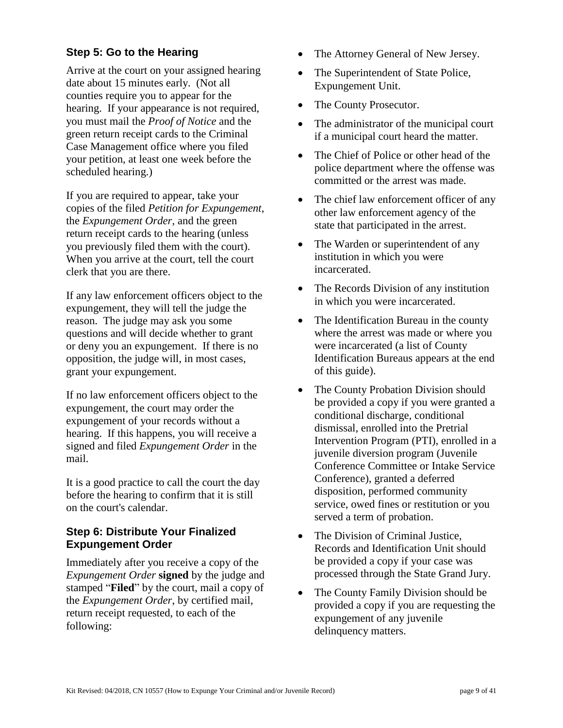### Step 5: Go to the Hearing

Arrive at the court on your assigned hearing date about 15 minutes early. (Not all counties require you to appear for the hearing. If your appearance is not required, you must mail the *Proof of Notice* and the green return receipt cards to the Criminal Case Management office where you filed your petition, at least one week before the scheduled hearing.)

If you are required to appear, take your copies of the filed *Petition for Expungement*, the *Expungement Order*, and the green return receipt cards to the hearing (unless you previously filed them with the court). When you arrive at the court, tell the court clerk that you are there.

If any law enforcement officers object to the expungement, they will tell the judge the reason. The judge may ask you some questions and will decide whether to grant or deny you an expungement. If there is no opposition, the judge will, in most cases, grant your expungement.

If no law enforcement officers object to the expungement, the court may order the expungement of your records without a hearing. If this happens, you will receive a signed and filed *Expungement Order* in the mail.

It is a good practice to call the court the day before the hearing to confirm that it is still on the court's calendar.

### Step 6: Distribute Your Finalized Expungement Order

Immediately after you receive a copy of the *Expungement Order* **signed** by the judge and stamped "**Filed**" by the court, mail a copy of the *Expungement Order*, by certified mail, return receipt requested, to each of the following:

- The Attorney General of New Jersey.
- The Superintendent of State Police, Expungement Unit.
- The County Prosecutor.
- The administrator of the municipal court if a municipal court heard the matter.
- The Chief of Police or other head of the police department where the offense was committed or the arrest was made.
- The chief law enforcement officer of any other law enforcement agency of the state that participated in the arrest.
- The Warden or superintendent of any institution in which you were incarcerated.
- The Records Division of any institution in which you were incarcerated.
- The Identification Bureau in the county where the arrest was made or where you were incarcerated (a list of County Identification Bureaus appears at the end of this guide).
- The County Probation Division should be provided a copy if you were granted a conditional discharge, conditional dismissal, enrolled into the Pretrial Intervention Program (PTI), enrolled in a juvenile diversion program (Juvenile Conference Committee or Intake Service Conference), granted a deferred disposition, performed community service, owed fines or restitution or you served a term of probation.
- The Division of Criminal Justice, Records and Identification Unit should be provided a copy if your case was processed through the State Grand Jury.
- The County Family Division should be provided a copy if you are requesting the expungement of any juvenile delinquency matters.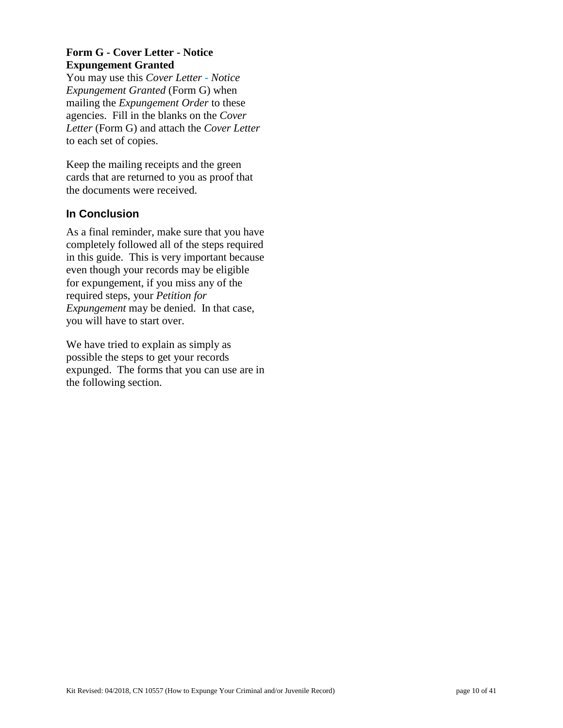**Form G - Cover Letter - Notice Expungement Granted**

You may use this *Cover Letter - Notice Expungement Granted* (Form G) when mailing the *Expungement Order* to these agencies. Fill in the blanks on the *Cover Letter* (Form G) and attach the *Cover Letter* to each set of copies.

Keep the mailing receipts and the green cards that are returned to you as proof that the documents were received.

## In Conclusion

As a final reminder, make sure that you have completely followed all of the steps required in this guide. This is very important because even though your records may be eligible for expungement, if you miss any of the required steps, your *Petition for Expungement* may be denied. In that case, you will have to start over.

We have tried to explain as simply as possible the steps to get your records expunged. The forms that you can use are in the following section.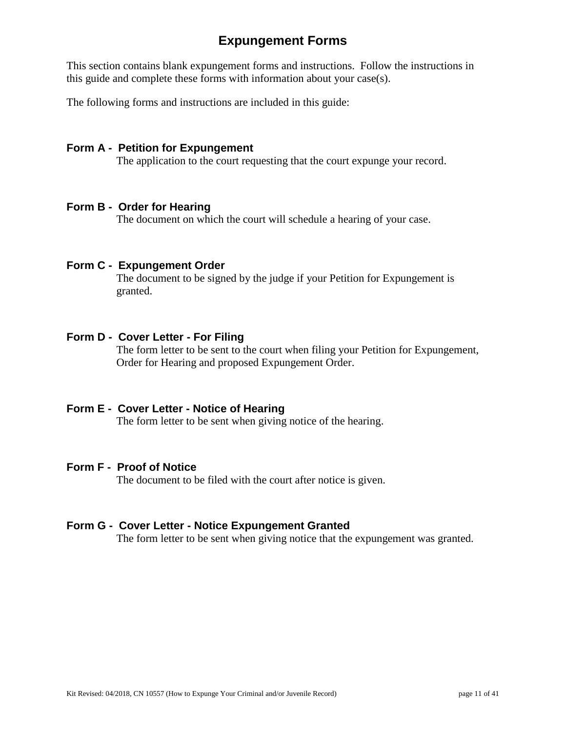# Expungement Forms

This section contains blank expungement forms and instructions. Follow the instructions in this guide and complete these forms with information about your case(s).

The following forms and instructions are included in this guide:

**Form A - Petition for Expungement**
The application to the court requesting that the court expunge your record.

**Form B - Order for Hearing**
The document on which the court will schedule a hearing of your case.

**Form C - Expungement Order**
The document to be signed by the judge if your Petition for Expungement is granted.

**Form D - Cover Letter - For Filing**
The form letter to be sent to the court when filing your Petition for Expungement, Order for Hearing and proposed Expungement Order.

**Form E - Cover Letter - Notice of Hearing**
The form letter to be sent when giving notice of the hearing.

**Form F - Proof of Notice**
The document to be filed with the court after notice is given.

**Form G - Cover Letter - Notice Expungement Granted**
The form letter to be sent when giving notice that the expungement was granted.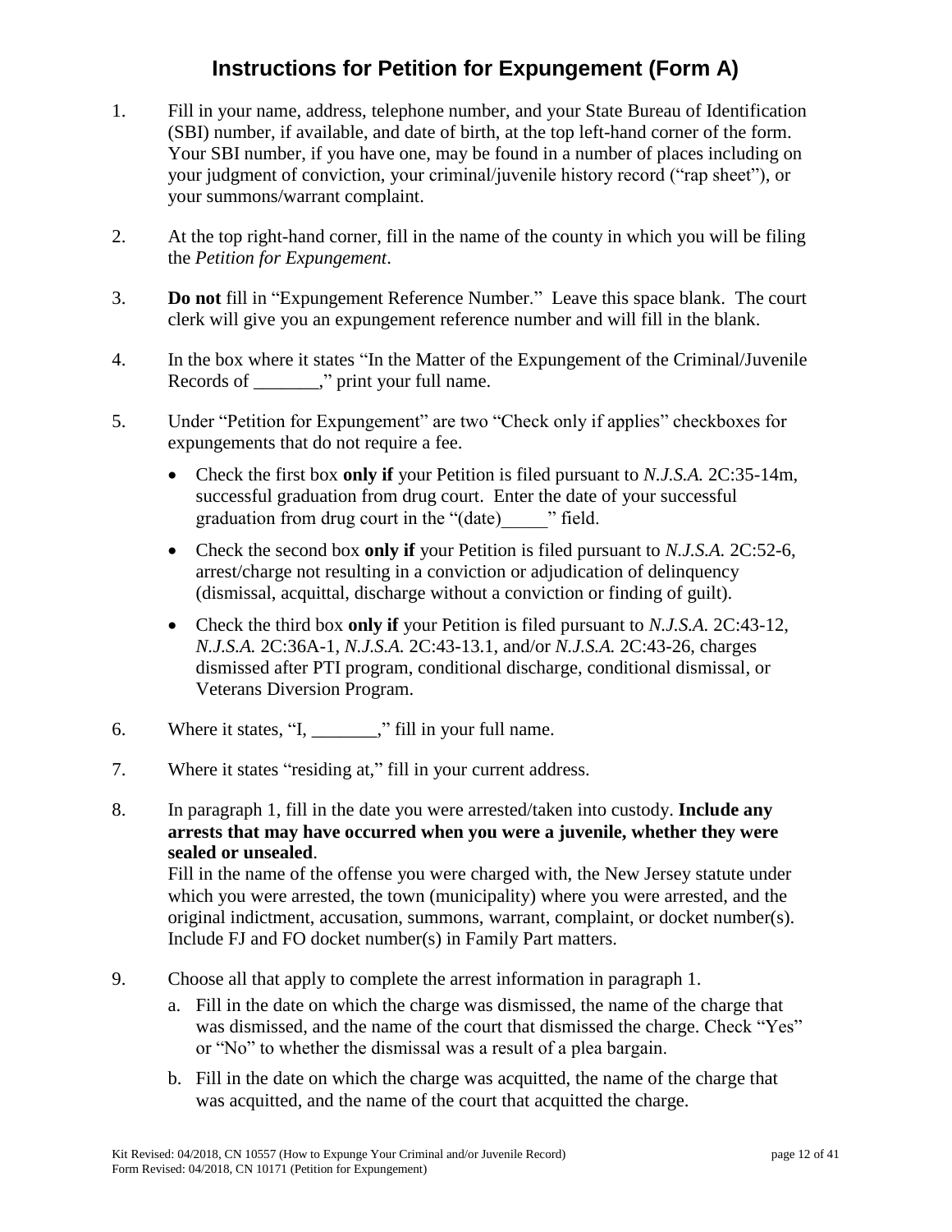# Instructions for Petition for Expungement (Form A)

1. Fill in your name, address, telephone number, and your State Bureau of Identification (SBI) number, if available, and date of birth, at the top left-hand corner of the form. Your SBI number, if you have one, may be found in a number of places including on your judgment of conviction, your criminal/juvenile history record ("rap sheet"), or your summons/warrant complaint.

2. At the top right-hand corner, fill in the name of the county in which you will be filing the *Petition for Expungement*.

3. **Do not** fill in "Expungement Reference Number." Leave this space blank. The court clerk will give you an expungement reference number and will fill in the blank.

4. In the box where it states "In the Matter of the Expungement of the Criminal/Juvenile Records of _______," print your full name.

5. Under "Petition for Expungement" are two "Check only if applies" checkboxes for expungements that do not require a fee.
   - Check the first box **only if** your Petition is filed pursuant to *N.J.S.A.* 2C:35-14m, successful graduation from drug court. Enter the date of your successful graduation from drug court in the "(date)_____" field.
   - Check the second box **only if** your Petition is filed pursuant to *N.J.S.A.* 2C:52-6, arrest/charge not resulting in a conviction or adjudication of delinquency (dismissal, acquittal, discharge without a conviction or finding of guilt).
   - Check the third box **only if** your Petition is filed pursuant to *N.J.S.A.* 2C:43-12, *N.J.S.A.* 2C:36A-1, *N.J.S.A.* 2C:43-13.1, and/or *N.J.S.A.* 2C:43-26, charges dismissed after PTI program, conditional discharge, conditional dismissal, or Veterans Diversion Program.

6. Where it states, "I, _______," fill in your full name.

7. Where it states "residing at," fill in your current address.

8. In paragraph 1, fill in the date you were arrested/taken into custody. **Include any arrests that may have occurred when you were a juvenile, whether they were sealed or unsealed**.
   Fill in the name of the offense you were charged with, the New Jersey statute under which you were arrested, the town (municipality) where you were arrested, and the original indictment, accusation, summons, warrant, complaint, or docket number(s). Include FJ and FO docket number(s) in Family Part matters.

9. Choose all that apply to complete the arrest information in paragraph 1.
   a. Fill in the date on which the charge was dismissed, the name of the charge that was dismissed, and the name of the court that dismissed the charge. Check "Yes" or "No" to whether the dismissal was a result of a plea bargain.
   b. Fill in the date on which the charge was acquitted, the name of the charge that was acquitted, and the name of the court that acquitted the charge.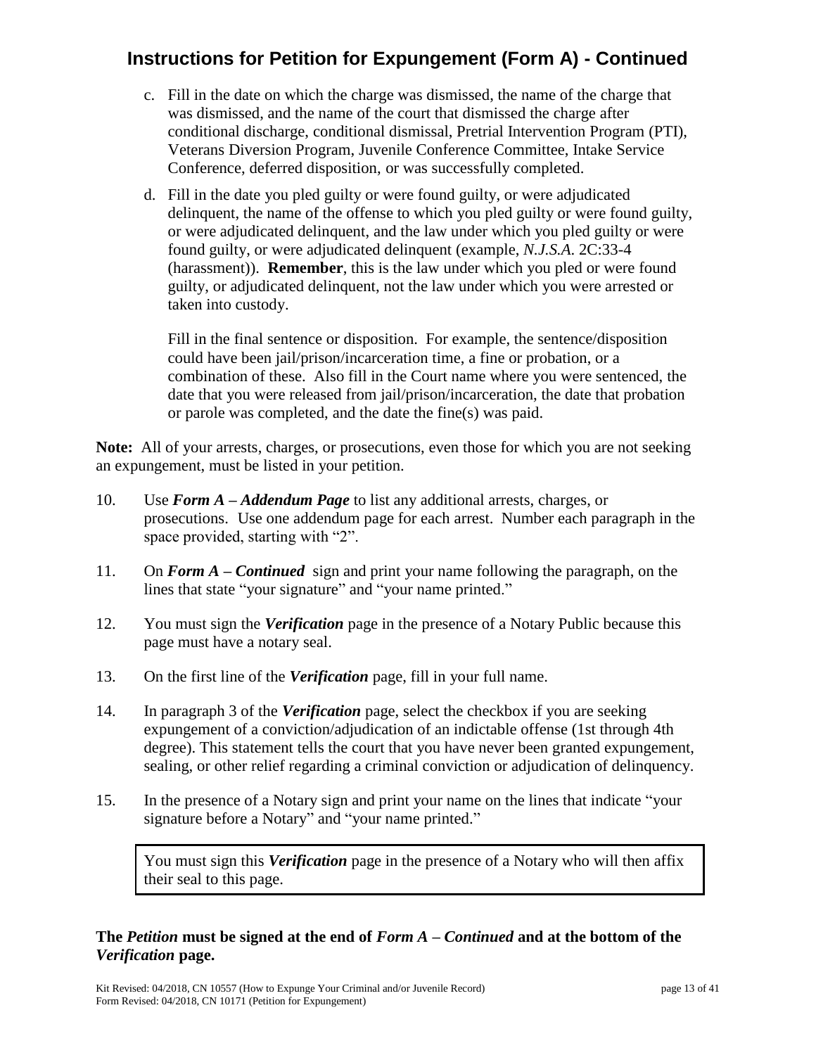# Instructions for Petition for Expungement (Form A) - Continued

c. Fill in the date on which the charge was dismissed, the name of the charge that was dismissed, and the name of the court that dismissed the charge after conditional discharge, conditional dismissal, Pretrial Intervention Program (PTI), Veterans Diversion Program, Juvenile Conference Committee, Intake Service Conference, deferred disposition, or was successfully completed.

d. Fill in the date you pled guilty or were found guilty, or were adjudicated delinquent, the name of the offense to which you pled guilty or were found guilty, or were adjudicated delinquent, and the law under which you pled guilty or were found guilty, or were adjudicated delinquent (example, *N.J.S.A.* 2C:33-4 (harassment)). **Remember**, this is the law under which you pled or were found guilty, or adjudicated delinquent, not the law under which you were arrested or taken into custody.

   Fill in the final sentence or disposition. For example, the sentence/disposition could have been jail/prison/incarceration time, a fine or probation, or a combination of these. Also fill in the Court name where you were sentenced, the date that you were released from jail/prison/incarceration, the date that probation or parole was completed, and the date the fine(s) was paid.

**Note:** All of your arrests, charges, or prosecutions, even those for which you are not seeking an expungement, must be listed in your petition.

10. Use ***Form A – Addendum Page*** to list any additional arrests, charges, or prosecutions. Use one addendum page for each arrest. Number each paragraph in the space provided, starting with "2".

11. On ***Form A – Continued*** sign and print your name following the paragraph, on the lines that state "your signature" and "your name printed."

12. You must sign the ***Verification*** page in the presence of a Notary Public because this page must have a notary seal.

13. On the first line of the ***Verification*** page, fill in your full name.

14. In paragraph 3 of the ***Verification*** page, select the checkbox if you are seeking expungement of a conviction/adjudication of an indictable offense (1st through 4th degree). This statement tells the court that you have never been granted expungement, sealing, or other relief regarding a criminal conviction or adjudication of delinquency.

15. In the presence of a Notary sign and print your name on the lines that indicate "your signature before a Notary" and "your name printed."

> You must sign this ***Verification*** page in the presence of a Notary who will then affix their seal to this page.

**The *Petition* must be signed at the end of *Form A – Continued* and at the bottom of the *Verification* page.**

Kit Revised: 04/2018, CN 10557 (How to Expunge Your Criminal and/or Juvenile Record)
Form Revised: 04/2018, CN 10171 (Petition for Expungement)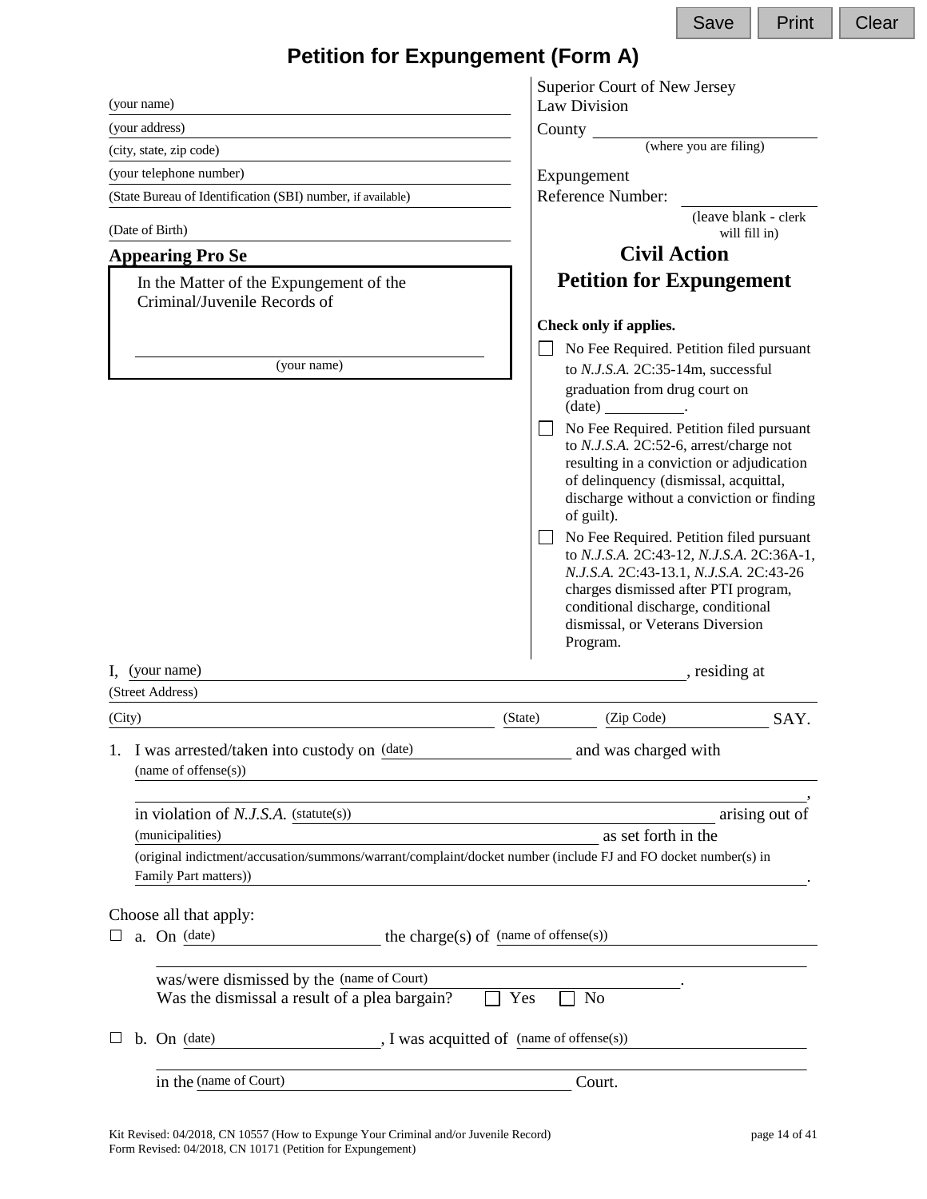Save | Print | Clear

# Petition for Expungement (Form A)

(your name) ______________________________

(your address) ______________________________

(city, state, zip code) ______________________________

(your telephone number) ______________________________

(State Bureau of Identification (SBI) number, if available) ______________________________

(Date of Birth) ______________________________

**Appearing Pro Se**

In the Matter of the Expungement of the Criminal/Juvenile Records of

______________________________
(your name)

Superior Court of New Jersey
Law Division

County ______________________________
(where you are filing)

Expungement Reference Number: ______________
(leave blank - clerk will fill in)

## Civil Action
## Petition for Expungement

**Check only if applies.**

- ☐ No Fee Required. Petition filed pursuant to *N.J.S.A.* 2C:35-14m, successful graduation from drug court on (date) __________.
- ☐ No Fee Required. Petition filed pursuant to *N.J.S.A.* 2C:52-6, arrest/charge not resulting in a conviction or adjudication of delinquency (dismissal, acquittal, discharge without a conviction or finding of guilt).
- ☐ No Fee Required. Petition filed pursuant to *N.J.S.A.* 2C:43-12, *N.J.S.A.* 2C:36A-1, *N.J.S.A.* 2C:43-13.1, *N.J.S.A.* 2C:43-26 charges dismissed after PTI program, conditional discharge, conditional dismissal, or Veterans Diversion Program.

I, (your name) ______________________________, residing at
(Street Address) ______________________________
(City) ______________ (State) ______________ (Zip Code) ______________ SAY.

1. I was arrested/taken into custody on (date) ______________ and was charged with (name of offense(s)) ______________________________
______________________________,
in violation of *N.J.S.A.* (statute(s)) ______________________________ arising out of (municipalities) ______________________________ as set forth in the (original indictment/accusation/summons/warrant/complaint/docket number (include FJ and FO docket number(s) in Family Part matters)) ______________________________.

Choose all that apply:

☐ a. On (date) ______________ the charge(s) of (name of offense(s)) ______________________________
______________________________
was/were dismissed by the (name of Court) ______________________________.
Was the dismissal a result of a plea bargain? ☐ Yes ☐ No

☐ b. On (date) ______________, I was acquitted of (name of offense(s)) ______________________________
______________________________
in the (name of Court) ______________________________ Court.

Kit Revised: 04/2018, CN 10557 (How to Expunge Your Criminal and/or Juvenile Record)
Form Revised: 04/2018, CN 10171 (Petition for Expungement)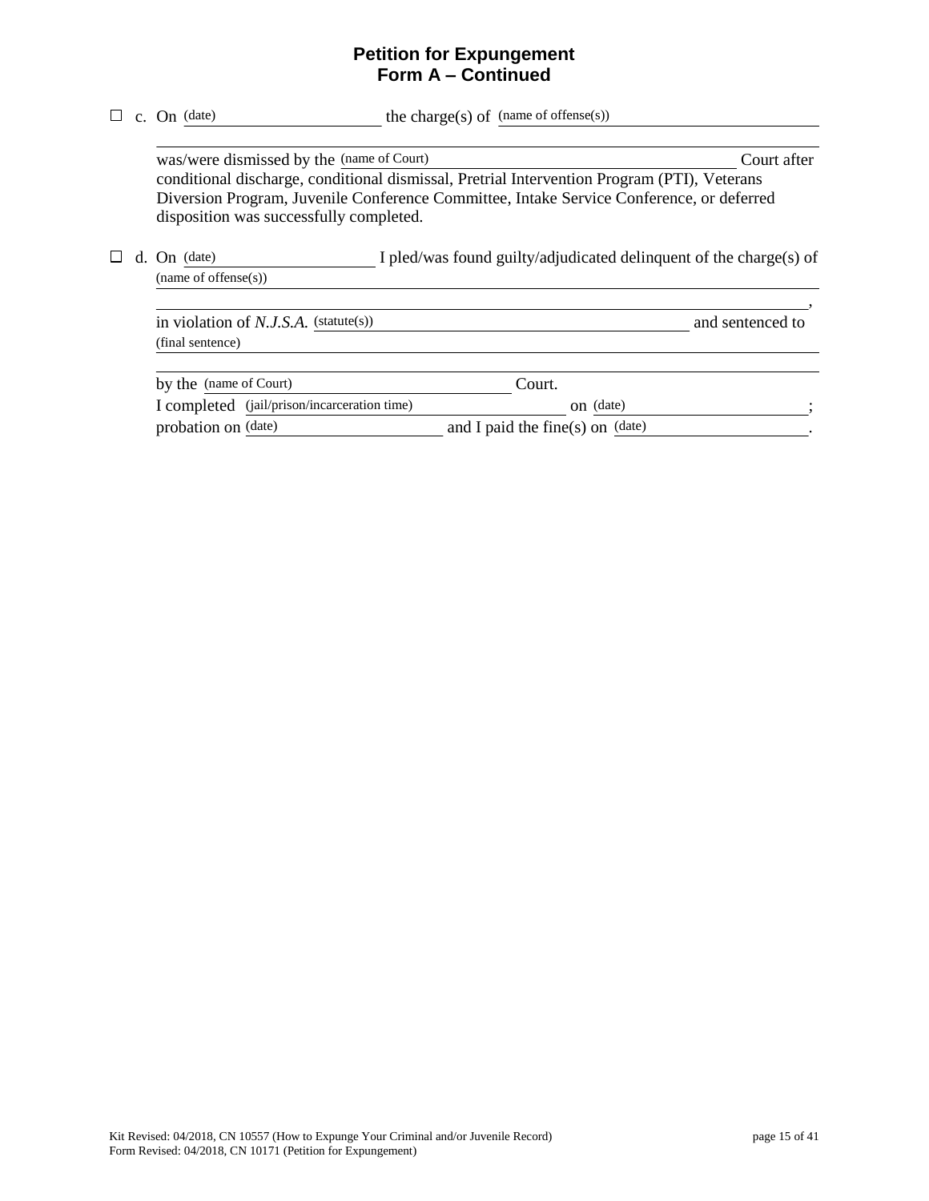## Petition for Expungement
## Form A – Continued

☐ c. On (date) ____________________ the charge(s) of (name of offense(s)) ______________________________

______________________________________________________________________________

was/were dismissed by the (name of Court) ____________________________________ Court after conditional discharge, conditional dismissal, Pretrial Intervention Program (PTI), Veterans Diversion Program, Juvenile Conference Committee, Intake Service Conference, or deferred disposition was successfully completed.

☐ d. On (date) ____________________ I pled/was found guilty/adjudicated delinquent of the charge(s) of (name of offense(s)) ______________________________________________________________

______________________________________________________________________________,

in violation of *N.J.S.A.* (statute(s)) ____________________________________ and sentenced to (final sentence) ______________________________________________________________

______________________________________________________________________________

by the (name of Court) ______________________________ Court.

I completed (jail/prison/incarceration time) ______________________ on (date) ____________________;

probation on (date) ____________________ and I paid the fine(s) on (date) ____________________.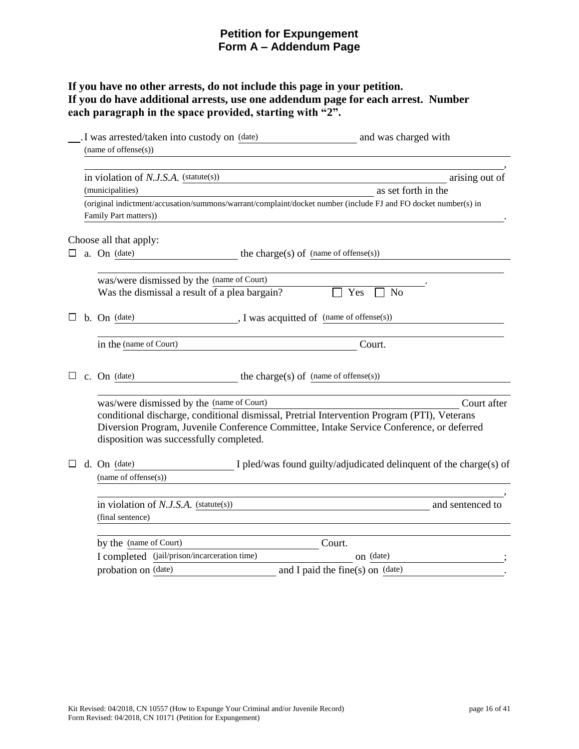# Petition for Expungement
## Form A – Addendum Page

**If you have no other arrests, do not include this page in your petition.
If you do have additional arrests, use one addendum page for each arrest. Number each paragraph in the space provided, starting with "2".**

\_\_. I was arrested/taken into custody on (date) \_\_\_\_\_\_\_\_\_\_\_\_\_\_\_\_ and was charged with (name of offense(s)) \_\_\_\_\_\_\_\_\_\_\_\_\_\_\_\_\_\_\_\_\_\_\_\_\_\_\_\_\_\_\_\_\_\_\_\_\_\_\_\_\_\_\_\_,
in violation of *N.J.S.A.* (statute(s)) \_\_\_\_\_\_\_\_\_\_\_\_\_\_\_\_\_\_\_\_\_\_\_\_ arising out of (municipalities) \_\_\_\_\_\_\_\_\_\_\_\_\_\_\_\_\_\_\_\_\_\_\_\_ as set forth in the (original indictment/accusation/summons/warrant/complaint/docket number (include FJ and FO docket number(s) in Family Part matters)) \_\_\_\_\_\_\_\_\_\_\_\_\_\_\_\_\_\_\_\_\_\_\_\_.

Choose all that apply:

☐ a. On (date) \_\_\_\_\_\_\_\_\_\_\_\_\_\_\_\_ the charge(s) of (name of offense(s)) \_\_\_\_\_\_\_\_\_\_\_\_\_\_\_\_\_\_\_\_\_\_\_\_ was/were dismissed by the (name of Court) \_\_\_\_\_\_\_\_\_\_\_\_\_\_\_\_\_\_\_\_\_\_\_\_.
Was the dismissal a result of a plea bargain? ☐ Yes ☐ No

☐ b. On (date) \_\_\_\_\_\_\_\_\_\_\_\_\_\_\_\_, I was acquitted of (name of offense(s)) \_\_\_\_\_\_\_\_\_\_\_\_\_\_\_\_\_\_\_\_\_\_\_\_ in the (name of Court) \_\_\_\_\_\_\_\_\_\_\_\_\_\_\_\_\_\_\_\_\_\_\_\_ Court.

☐ c. On (date) \_\_\_\_\_\_\_\_\_\_\_\_\_\_\_\_ the charge(s) of (name of offense(s)) \_\_\_\_\_\_\_\_\_\_\_\_\_\_\_\_\_\_\_\_\_\_\_\_ was/were dismissed by the (name of Court) \_\_\_\_\_\_\_\_\_\_\_\_\_\_\_\_\_\_\_\_\_\_\_\_ Court after conditional discharge, conditional dismissal, Pretrial Intervention Program (PTI), Veterans Diversion Program, Juvenile Conference Committee, Intake Service Conference, or deferred disposition was successfully completed.

☐ d. On (date) \_\_\_\_\_\_\_\_\_\_\_\_\_\_\_\_ I pled/was found guilty/adjudicated delinquent of the charge(s) of (name of offense(s)) \_\_\_\_\_\_\_\_\_\_\_\_\_\_\_\_\_\_\_\_\_\_\_\_\_\_\_\_\_\_\_\_\_\_\_\_\_\_\_\_\_\_\_\_,
in violation of *N.J.S.A.* (statute(s)) \_\_\_\_\_\_\_\_\_\_\_\_\_\_\_\_\_\_\_\_\_\_\_\_ and sentenced to (final sentence) \_\_\_\_\_\_\_\_\_\_\_\_\_\_\_\_\_\_\_\_\_\_\_\_\_\_\_\_\_\_\_\_\_\_\_\_\_\_\_\_\_\_\_\_
by the (name of Court) \_\_\_\_\_\_\_\_\_\_\_\_\_\_\_\_\_\_\_\_\_\_\_\_ Court.
I completed (jail/prison/incarceration time) \_\_\_\_\_\_\_\_\_\_\_\_\_\_\_\_ on (date) \_\_\_\_\_\_\_\_\_\_\_\_\_\_\_\_;
probation on (date) \_\_\_\_\_\_\_\_\_\_\_\_\_\_\_\_ and I paid the fine(s) on (date) \_\_\_\_\_\_\_\_\_\_\_\_\_\_\_\_.

Kit Revised: 04/2018, CN 10557 (How to Expunge Your Criminal and/or Juvenile Record)
Form Revised: 04/2018, CN 10171 (Petition for Expungement)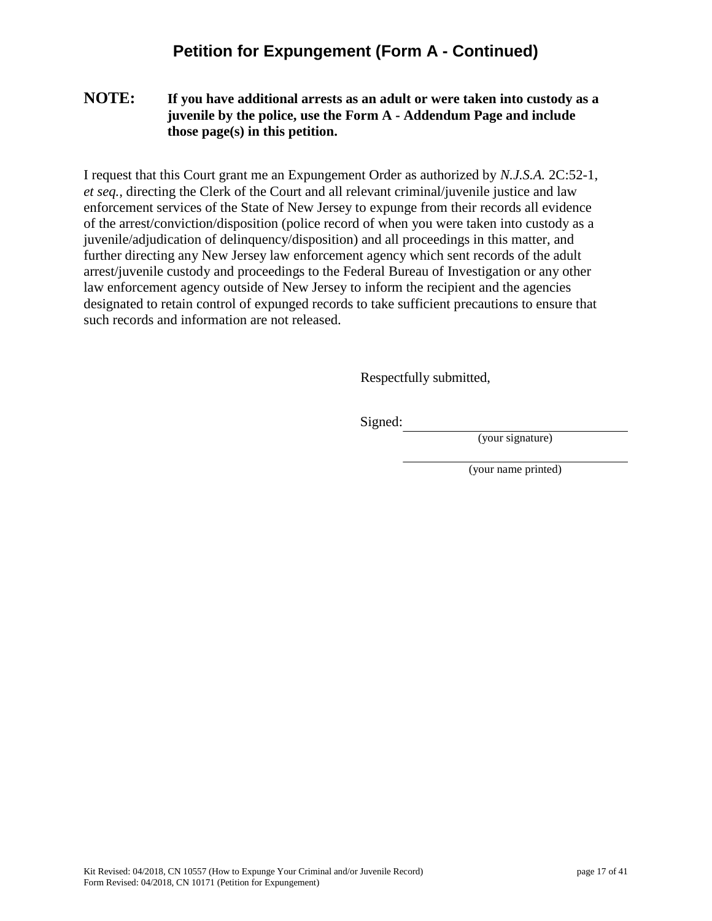## Petition for Expungement (Form A - Continued)

**NOTE:** **If you have additional arrests as an adult or were taken into custody as a juvenile by the police, use the Form A - Addendum Page and include those page(s) in this petition.**

I request that this Court grant me an Expungement Order as authorized by *N.J.S.A.* 2C:52-1, *et seq.*, directing the Clerk of the Court and all relevant criminal/juvenile justice and law enforcement services of the State of New Jersey to expunge from their records all evidence of the arrest/conviction/disposition (police record of when you were taken into custody as a juvenile/adjudication of delinquency/disposition) and all proceedings in this matter, and further directing any New Jersey law enforcement agency which sent records of the adult arrest/juvenile custody and proceedings to the Federal Bureau of Investigation or any other law enforcement agency outside of New Jersey to inform the recipient and the agencies designated to retain control of expunged records to take sufficient precautions to ensure that such records and information are not released.

Respectfully submitted,

Signed: ______________________________
(your signature)

______________________________
(your name printed)

Kit Revised: 04/2018, CN 10557 (How to Expunge Your Criminal and/or Juvenile Record)
Form Revised: 04/2018, CN 10171 (Petition for Expungement)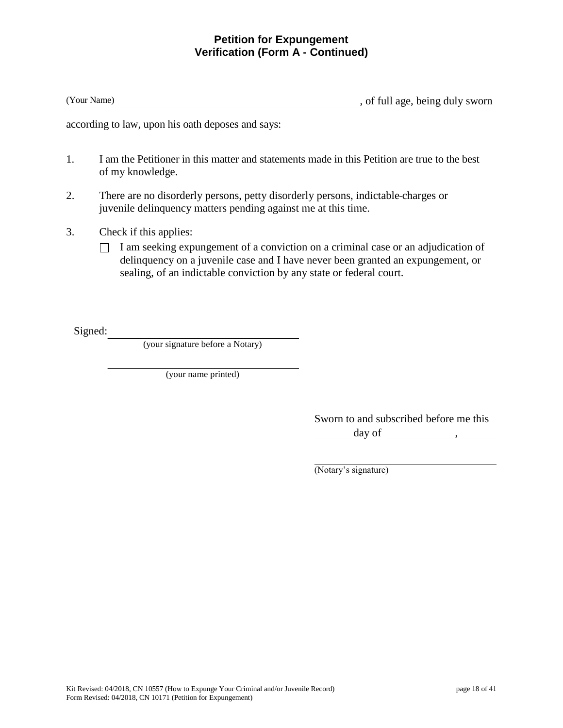## Petition for Expungement
## Verification (Form A - Continued)

(Your Name) \_\_\_\_\_\_\_\_\_\_\_\_\_\_\_\_\_\_\_\_\_\_\_\_\_\_\_\_\_\_\_\_\_\_\_\_\_\_\_\_, of full age, being duly sworn

according to law, upon his oath deposes and says:

1. I am the Petitioner in this matter and statements made in this Petition are true to the best of my knowledge.

2. There are no disorderly persons, petty disorderly persons, indictable charges or juvenile delinquency matters pending against me at this time.

3. Check if this applies:

   ☐ I am seeking expungement of a conviction on a criminal case or an adjudication of delinquency on a juvenile case and I have never been granted an expungement, or sealing, of an indictable conviction by any state or federal court.

Signed: \_\_\_\_\_\_\_\_\_\_\_\_\_\_\_\_\_\_\_\_\_\_\_\_\_\_\_\_\_\_\_\_
(your signature before a Notary)

\_\_\_\_\_\_\_\_\_\_\_\_\_\_\_\_\_\_\_\_\_\_\_\_\_\_\_\_\_\_\_\_
(your name printed)

Sworn to and subscribed before me this
\_\_\_\_\_\_ day of \_\_\_\_\_\_\_\_\_\_\_\_, \_\_\_\_\_\_

\_\_\_\_\_\_\_\_\_\_\_\_\_\_\_\_\_\_\_\_\_\_\_\_\_\_\_\_\_\_\_\_
(Notary's signature)

Kit Revised: 04/2018, CN 10557 (How to Expunge Your Criminal and/or Juvenile Record)
Form Revised: 04/2018, CN 10171 (Petition for Expungement)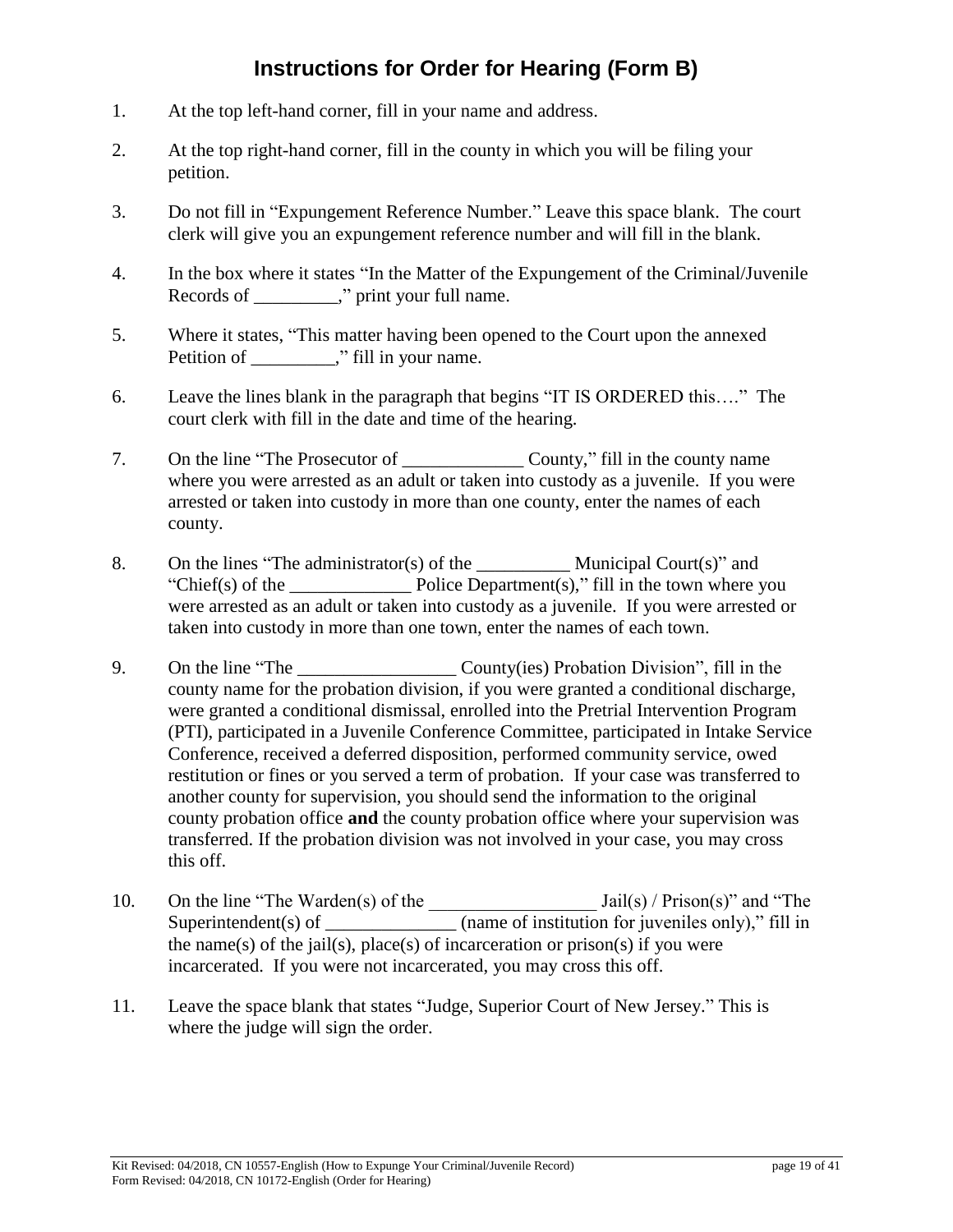# Instructions for Order for Hearing (Form B)

1. At the top left-hand corner, fill in your name and address.

2. At the top right-hand corner, fill in the county in which you will be filing your petition.

3. Do not fill in "Expungement Reference Number." Leave this space blank. The court clerk will give you an expungement reference number and will fill in the blank.

4. In the box where it states "In the Matter of the Expungement of the Criminal/Juvenile Records of _________," print your full name.

5. Where it states, "This matter having been opened to the Court upon the annexed Petition of _________," fill in your name.

6. Leave the lines blank in the paragraph that begins "IT IS ORDERED this…." The court clerk with fill in the date and time of the hearing.

7. On the line "The Prosecutor of _____________ County," fill in the county name where you were arrested as an adult or taken into custody as a juvenile. If you were arrested or taken into custody in more than one county, enter the names of each county.

8. On the lines "The administrator(s) of the __________ Municipal Court(s)" and "Chief(s) of the _____________ Police Department(s)," fill in the town where you were arrested as an adult or taken into custody as a juvenile. If you were arrested or taken into custody in more than one town, enter the names of each town.

9. On the line "The _________________ County(ies) Probation Division", fill in the county name for the probation division, if you were granted a conditional discharge, were granted a conditional dismissal, enrolled into the Pretrial Intervention Program (PTI), participated in a Juvenile Conference Committee, participated in Intake Service Conference, received a deferred disposition, performed community service, owed restitution or fines or you served a term of probation. If your case was transferred to another county for supervision, you should send the information to the original county probation office **and** the county probation office where your supervision was transferred. If the probation division was not involved in your case, you may cross this off.

10. On the line "The Warden(s) of the __________________ Jail(s) / Prison(s)" and "The Superintendent(s) of ______________ (name of institution for juveniles only)," fill in the name(s) of the jail(s), place(s) of incarceration or prison(s) if you were incarcerated. If you were not incarcerated, you may cross this off.

11. Leave the space blank that states "Judge, Superior Court of New Jersey." This is where the judge will sign the order.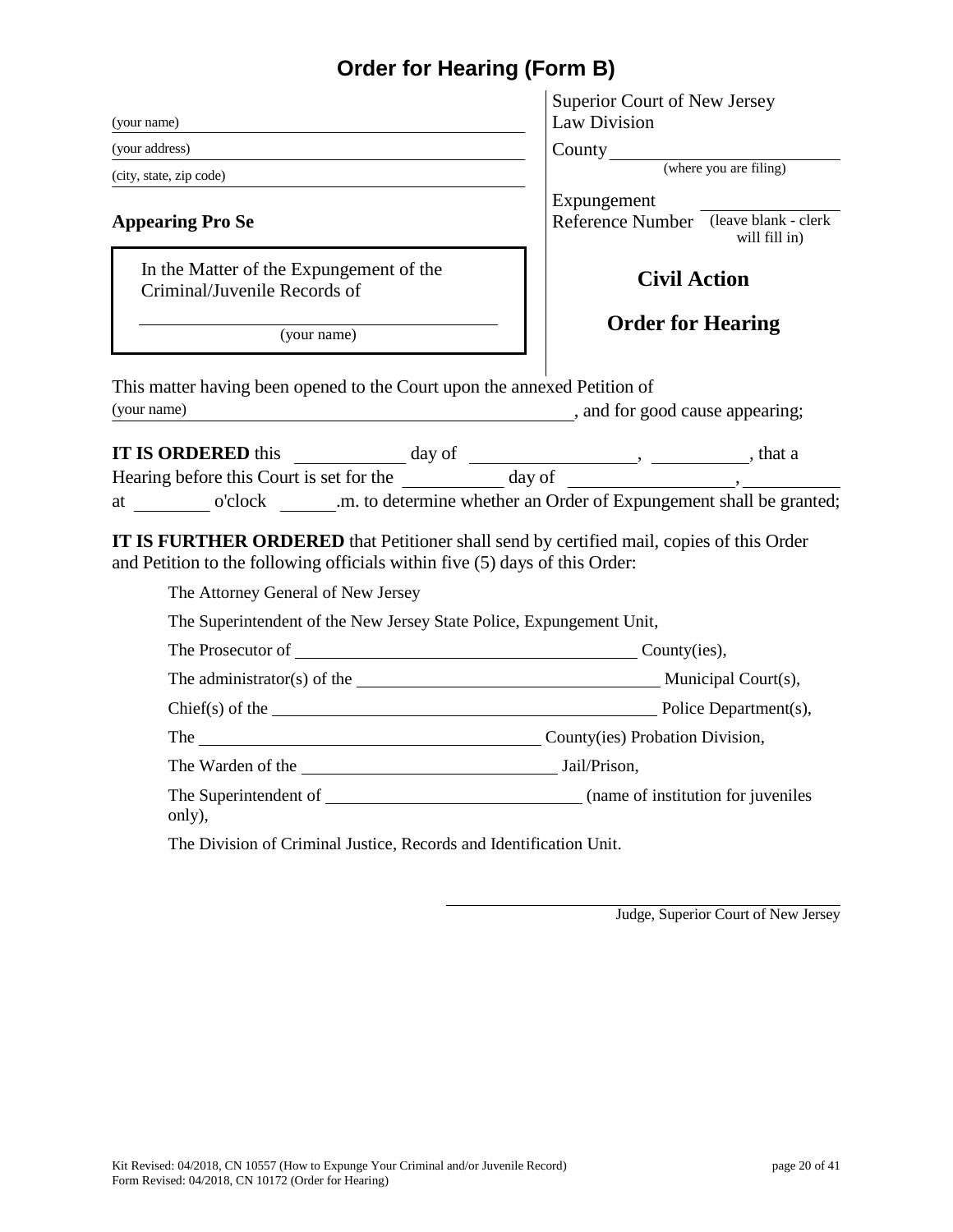# Order for Hearing (Form B)

(your name) \_\_\_\_\_\_\_\_\_\_\_\_\_\_\_\_\_\_\_\_\_\_\_\_\_\_\_\_\_\_\_\_\_\_\_\_

(your address) \_\_\_\_\_\_\_\_\_\_\_\_\_\_\_\_\_\_\_\_\_\_\_\_\_\_\_\_\_\_\_\_\_\_\_\_

(city, state, zip code) \_\_\_\_\_\_\_\_\_\_\_\_\_\_\_\_\_\_\_\_\_\_\_\_\_\_\_\_\_\_\_\_\_\_\_\_

**Appearing Pro Se**

Superior Court of New Jersey
Law Division

County \_\_\_\_\_\_\_\_\_\_\_\_\_\_\_\_\_\_\_\_
(where you are filing)

Expungement Reference Number \_\_\_\_\_\_\_\_\_\_\_\_
(leave blank - clerk will fill in)

In the Matter of the Expungement of the Criminal/Juvenile Records of

\_\_\_\_\_\_\_\_\_\_\_\_\_\_\_\_\_\_\_\_\_\_\_\_\_\_\_\_\_\_\_\_\_\_\_\_
(your name)

**Civil Action**

**Order for Hearing**

This matter having been opened to the Court upon the annexed Petition of
(your name) \_\_\_\_\_\_\_\_\_\_\_\_\_\_\_\_\_\_\_\_\_\_\_\_\_\_\_\_\_\_\_\_\_\_\_\_, and for good cause appearing;

**IT IS ORDERED** this \_\_\_\_\_\_\_\_\_\_ day of \_\_\_\_\_\_\_\_\_\_\_\_\_\_\_, \_\_\_\_\_\_\_\_\_, that a Hearing before this Court is set for the \_\_\_\_\_\_\_\_\_\_ day of \_\_\_\_\_\_\_\_\_\_\_\_\_\_\_, \_\_\_\_\_\_\_\_\_ at \_\_\_\_\_\_\_ o'clock \_\_\_\_\_.m. to determine whether an Order of Expungement shall be granted;

**IT IS FURTHER ORDERED** that Petitioner shall send by certified mail, copies of this Order and Petition to the following officials within five (5) days of this Order:

The Attorney General of New Jersey

The Superintendent of the New Jersey State Police, Expungement Unit,

The Prosecutor of \_\_\_\_\_\_\_\_\_\_\_\_\_\_\_\_\_\_\_\_\_\_\_\_\_\_\_\_\_\_\_\_\_\_\_\_ County(ies),

The administrator(s) of the \_\_\_\_\_\_\_\_\_\_\_\_\_\_\_\_\_\_\_\_\_\_\_\_\_\_\_\_\_\_\_\_ Municipal Court(s),

Chief(s) of the \_\_\_\_\_\_\_\_\_\_\_\_\_\_\_\_\_\_\_\_\_\_\_\_\_\_\_\_\_\_\_\_\_\_\_\_\_\_\_\_ Police Department(s),

The \_\_\_\_\_\_\_\_\_\_\_\_\_\_\_\_\_\_\_\_\_\_\_\_\_\_\_\_\_\_\_\_\_\_\_\_ County(ies) Probation Division,

The Warden of the \_\_\_\_\_\_\_\_\_\_\_\_\_\_\_\_\_\_\_\_\_\_\_\_\_\_ Jail/Prison,

The Superintendent of \_\_\_\_\_\_\_\_\_\_\_\_\_\_\_\_\_\_\_\_\_\_\_\_\_\_ (name of institution for juveniles only),

The Division of Criminal Justice, Records and Identification Unit.

\_\_\_\_\_\_\_\_\_\_\_\_\_\_\_\_\_\_\_\_\_\_\_\_\_\_\_\_\_\_\_\_\_\_\_\_
Judge, Superior Court of New Jersey

Kit Revised: 04/2018, CN 10557 (How to Expunge Your Criminal and/or Juvenile Record)
Form Revised: 04/2018, CN 10172 (Order for Hearing)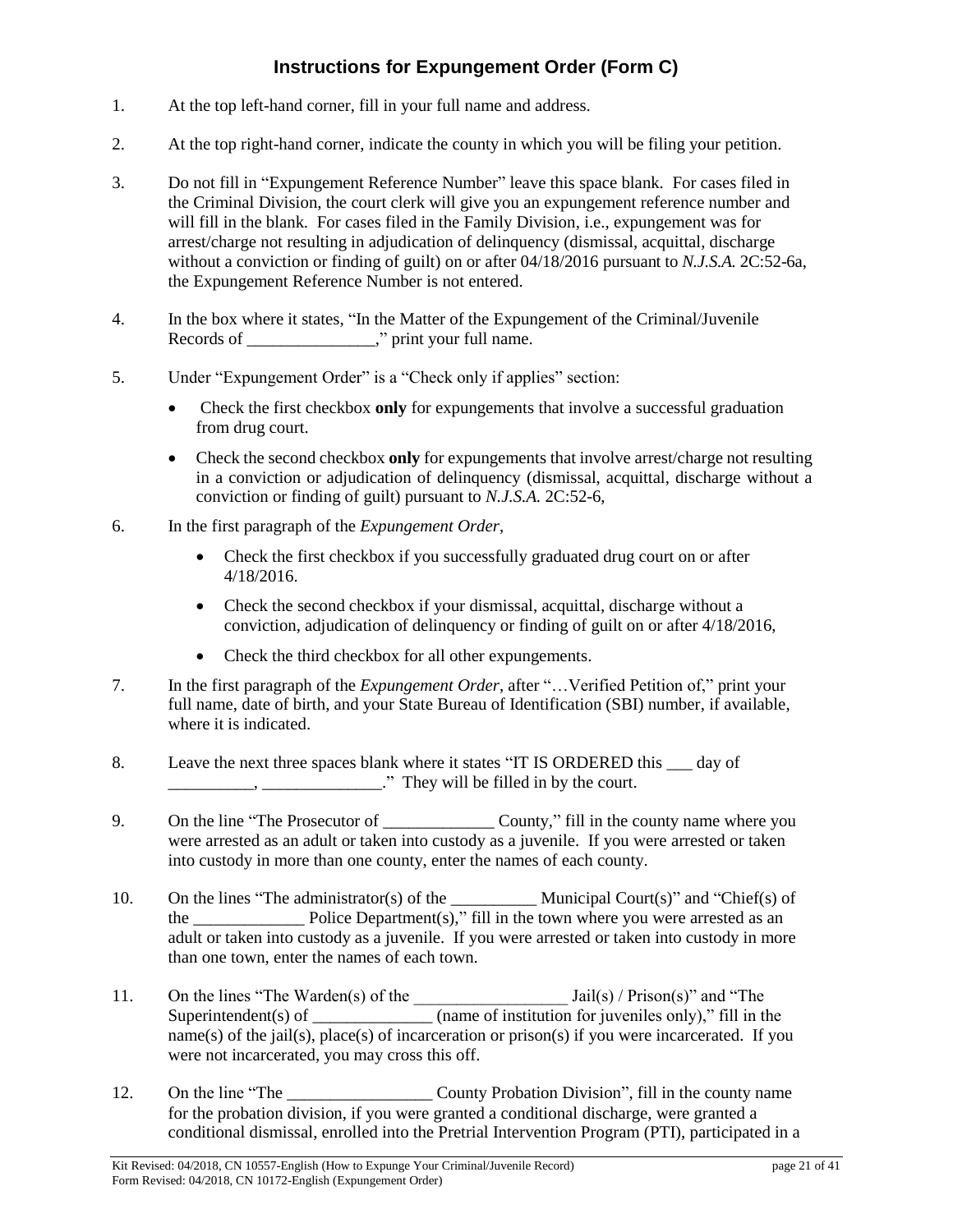## Instructions for Expungement Order (Form C)

1. At the top left-hand corner, fill in your full name and address.

2. At the top right-hand corner, indicate the county in which you will be filing your petition.

3. Do not fill in "Expungement Reference Number" leave this space blank. For cases filed in the Criminal Division, the court clerk will give you an expungement reference number and will fill in the blank. For cases filed in the Family Division, i.e., expungement was for arrest/charge not resulting in adjudication of delinquency (dismissal, acquittal, discharge without a conviction or finding of guilt) on or after 04/18/2016 pursuant to *N.J.S.A.* 2C:52-6a, the Expungement Reference Number is not entered.

4. In the box where it states, "In the Matter of the Expungement of the Criminal/Juvenile Records of _______________," print your full name.

5. Under "Expungement Order" is a "Check only if applies" section:
   - Check the first checkbox **only** for expungements that involve a successful graduation from drug court.
   - Check the second checkbox **only** for expungements that involve arrest/charge not resulting in a conviction or adjudication of delinquency (dismissal, acquittal, discharge without a conviction or finding of guilt) pursuant to *N.J.S.A.* 2C:52-6,

6. In the first paragraph of the *Expungement Order*,
   - Check the first checkbox if you successfully graduated drug court on or after 4/18/2016.
   - Check the second checkbox if your dismissal, acquittal, discharge without a conviction, adjudication of delinquency or finding of guilt on or after 4/18/2016,
   - Check the third checkbox for all other expungements.

7. In the first paragraph of the *Expungement Order*, after "…Verified Petition of," print your full name, date of birth, and your State Bureau of Identification (SBI) number, if available, where it is indicated.

8. Leave the next three spaces blank where it states "IT IS ORDERED this ___ day of __________, ______________." They will be filled in by the court.

9. On the line "The Prosecutor of _____________ County," fill in the county name where you were arrested as an adult or taken into custody as a juvenile. If you were arrested or taken into custody in more than one county, enter the names of each county.

10. On the lines "The administrator(s) of the __________ Municipal Court(s)" and "Chief(s) of the _____________ Police Department(s)," fill in the town where you were arrested as an adult or taken into custody as a juvenile. If you were arrested or taken into custody in more than one town, enter the names of each town.

11. On the lines "The Warden(s) of the __________________ Jail(s) / Prison(s)" and "The Superintendent(s) of ______________ (name of institution for juveniles only)," fill in the name(s) of the jail(s), place(s) of incarceration or prison(s) if you were incarcerated. If you were not incarcerated, you may cross this off.

12. On the line "The _________________ County Probation Division", fill in the county name for the probation division, if you were granted a conditional discharge, were granted a conditional dismissal, enrolled into the Pretrial Intervention Program (PTI), participated in a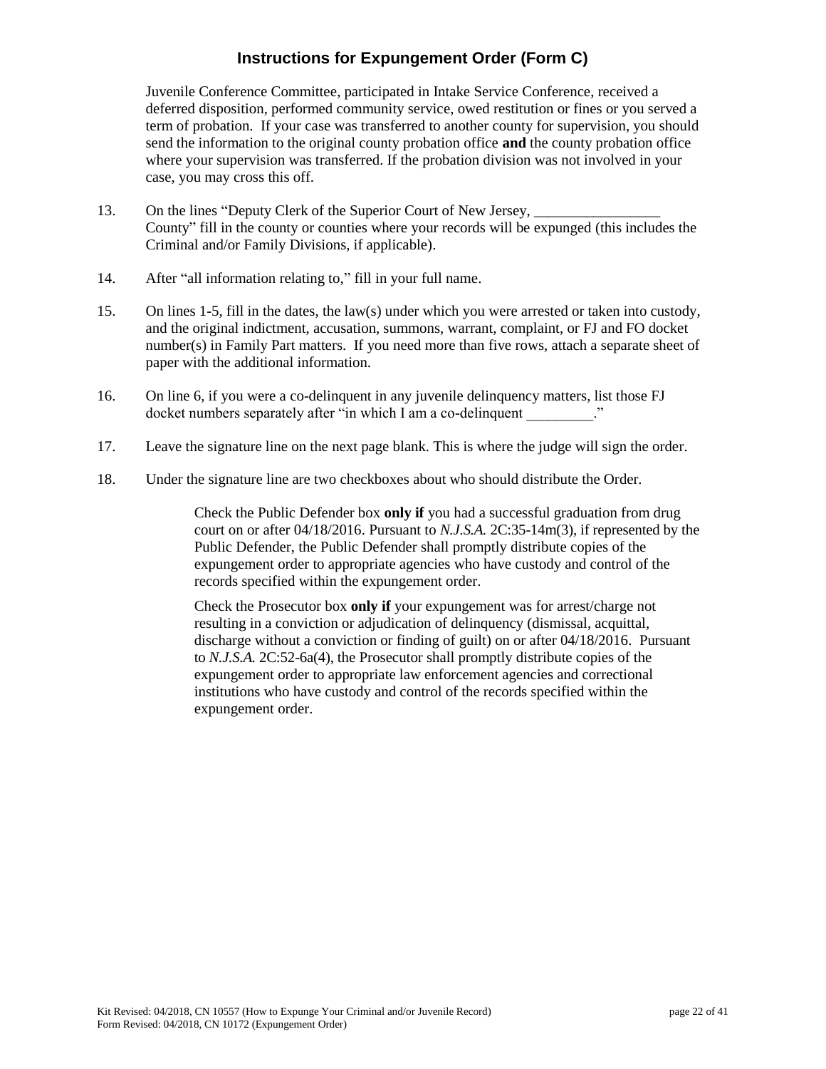## Instructions for Expungement Order (Form C)

Juvenile Conference Committee, participated in Intake Service Conference, received a deferred disposition, performed community service, owed restitution or fines or you served a term of probation. If your case was transferred to another county for supervision, you should send the information to the original county probation office **and** the county probation office where your supervision was transferred. If the probation division was not involved in your case, you may cross this off.

13. On the lines "Deputy Clerk of the Superior Court of New Jersey, ________________ County" fill in the county or counties where your records will be expunged (this includes the Criminal and/or Family Divisions, if applicable).

14. After "all information relating to," fill in your full name.

15. On lines 1-5, fill in the dates, the law(s) under which you were arrested or taken into custody, and the original indictment, accusation, summons, warrant, complaint, or FJ and FO docket number(s) in Family Part matters. If you need more than five rows, attach a separate sheet of paper with the additional information.

16. On line 6, if you were a co-delinquent in any juvenile delinquency matters, list those FJ docket numbers separately after "in which I am a co-delinquent _________."

17. Leave the signature line on the next page blank. This is where the judge will sign the order.

18. Under the signature line are two checkboxes about who should distribute the Order.

    Check the Public Defender box **only if** you had a successful graduation from drug court on or after 04/18/2016. Pursuant to *N.J.S.A.* 2C:35-14m(3), if represented by the Public Defender, the Public Defender shall promptly distribute copies of the expungement order to appropriate agencies who have custody and control of the records specified within the expungement order.

    Check the Prosecutor box **only if** your expungement was for arrest/charge not resulting in a conviction or adjudication of delinquency (dismissal, acquittal, discharge without a conviction or finding of guilt) on or after 04/18/2016. Pursuant to *N.J.S.A.* 2C:52-6a(4), the Prosecutor shall promptly distribute copies of the expungement order to appropriate law enforcement agencies and correctional institutions who have custody and control of the records specified within the expungement order.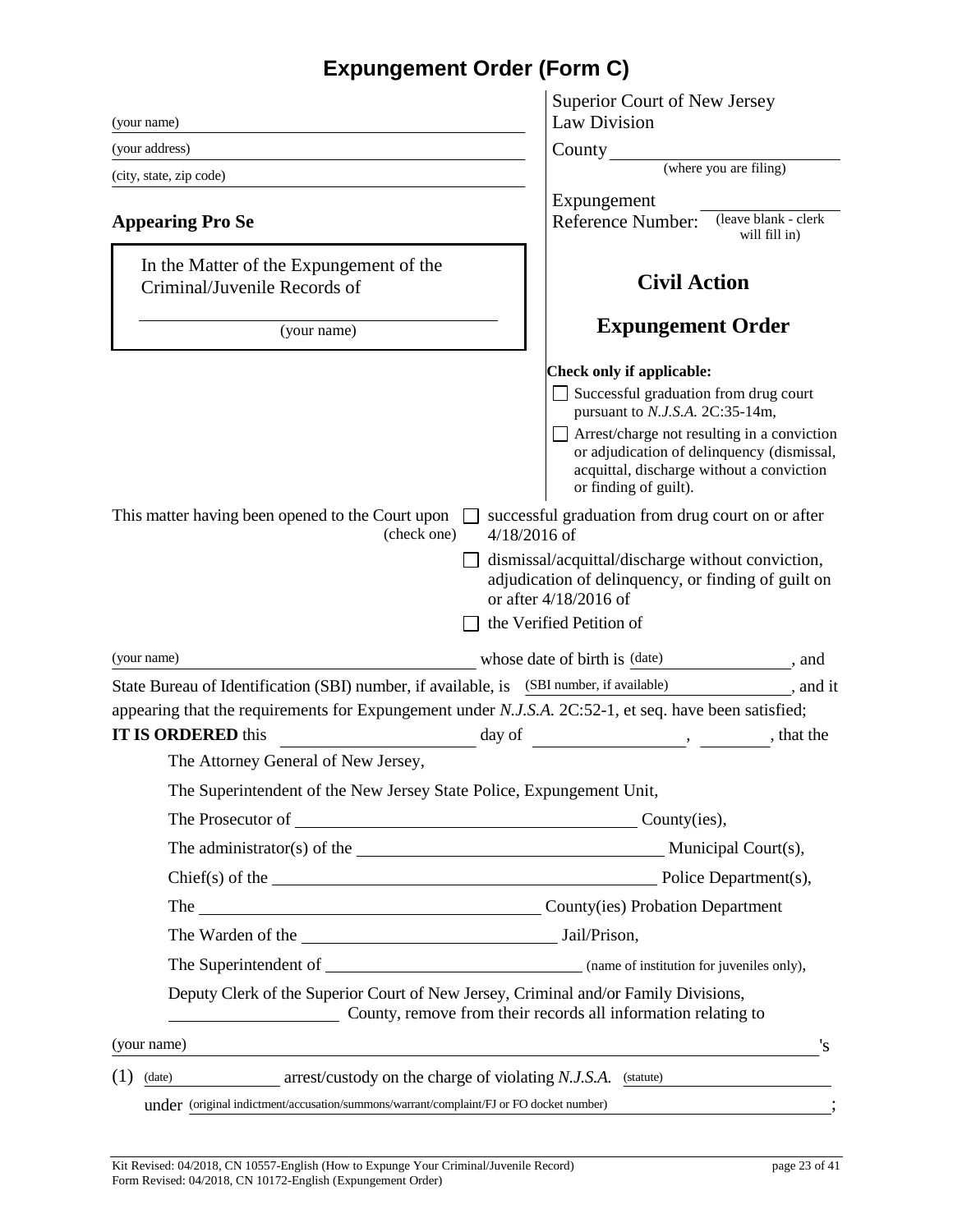# Expungement Order (Form C)

(your name) ______________________________

(your address) ______________________________

(city, state, zip code) ______________________________

**Appearing Pro Se**

Superior Court of New Jersey
Law Division

County ______________________ (where you are filing)

Expungement Reference Number: ____________ (leave blank - clerk will fill in)

In the Matter of the Expungement of the Criminal/Juvenile Records of

______________________________ (your name)

**Civil Action**

**Expungement Order**

**Check only if applicable:**

☐ Successful graduation from drug court pursuant to *N.J.S.A.* 2C:35-14m,

☐ Arrest/charge not resulting in a conviction or adjudication of delinquency (dismissal, acquittal, discharge without a conviction or finding of guilt).

This matter having been opened to the Court upon (check one)

☐ successful graduation from drug court on or after 4/18/2016 of

☐ dismissal/acquittal/discharge without conviction, adjudication of delinquency, or finding of guilt on or after 4/18/2016 of

☐ the Verified Petition of

(your name) ______________________________ whose date of birth is (date) ______________, and State Bureau of Identification (SBI) number, if available, is (SBI number, if available) ______________, and it appearing that the requirements for Expungement under *N.J.S.A.* 2C:52-1, et seq. have been satisfied;

**IT IS ORDERED** this ______________ day of ______________, ________, that the

The Attorney General of New Jersey,

The Superintendent of the New Jersey State Police, Expungement Unit,

The Prosecutor of ______________________________ County(ies),

The administrator(s) of the ______________________________ Municipal Court(s),

Chief(s) of the ______________________________ Police Department(s),

The ______________________________ County(ies) Probation Department

The Warden of the ______________________________ Jail/Prison,

The Superintendent of ______________________________ (name of institution for juveniles only),

Deputy Clerk of the Superior Court of New Jersey, Criminal and/or Family Divisions, ______________ County, remove from their records all information relating to

(your name) ______________________________'s

(1) (date) ______________ arrest/custody on the charge of violating *N.J.S.A.* (statute) ______________

under (original indictment/accusation/summons/warrant/complaint/FJ or FO docket number) ______________________________;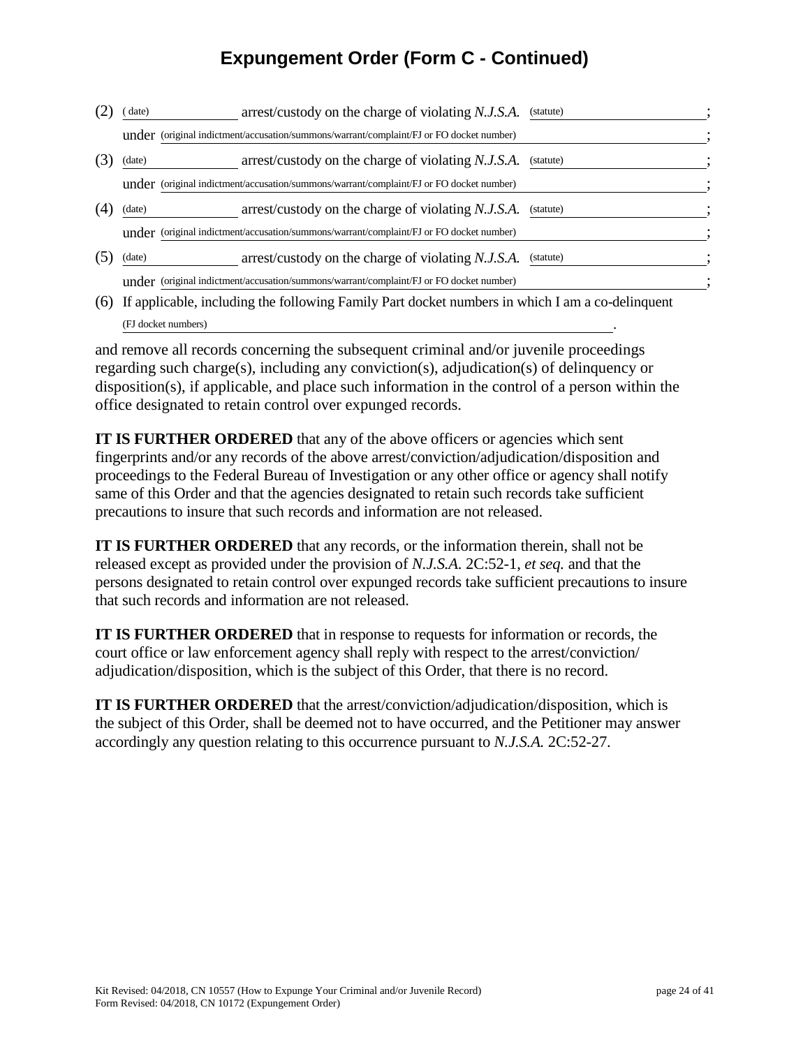# Expungement Order (Form C - Continued)

(2) ( date) \_\_\_\_\_\_\_\_\_\_\_\_ arrest/custody on the charge of violating *N.J.S.A.* (statute) \_\_\_\_\_\_\_\_\_\_\_\_\_\_\_\_;
under (original indictment/accusation/summons/warrant/complaint/FJ or FO docket number) \_\_\_\_\_\_\_\_\_\_\_\_\_\_\_\_;

(3) (date) \_\_\_\_\_\_\_\_\_\_\_\_ arrest/custody on the charge of violating *N.J.S.A.* (statute) \_\_\_\_\_\_\_\_\_\_\_\_\_\_\_\_;
under (original indictment/accusation/summons/warrant/complaint/FJ or FO docket number) \_\_\_\_\_\_\_\_\_\_\_\_\_\_\_\_;

(4) (date) \_\_\_\_\_\_\_\_\_\_\_\_ arrest/custody on the charge of violating *N.J.S.A.* (statute) \_\_\_\_\_\_\_\_\_\_\_\_\_\_\_\_;
under (original indictment/accusation/summons/warrant/complaint/FJ or FO docket number) \_\_\_\_\_\_\_\_\_\_\_\_\_\_\_\_;

(5) (date) \_\_\_\_\_\_\_\_\_\_\_\_ arrest/custody on the charge of violating *N.J.S.A.* (statute) \_\_\_\_\_\_\_\_\_\_\_\_\_\_\_\_;
under (original indictment/accusation/summons/warrant/complaint/FJ or FO docket number) \_\_\_\_\_\_\_\_\_\_\_\_\_\_\_\_;

(6) If applicable, including the following Family Part docket numbers in which I am a co-delinquent
(FJ docket numbers) \_\_\_\_\_\_\_\_\_\_\_\_\_\_\_\_\_\_\_\_\_\_\_\_\_\_\_\_\_\_\_\_.

and remove all records concerning the subsequent criminal and/or juvenile proceedings regarding such charge(s), including any conviction(s), adjudication(s) of delinquency or disposition(s), if applicable, and place such information in the control of a person within the office designated to retain control over expunged records.

**IT IS FURTHER ORDERED** that any of the above officers or agencies which sent fingerprints and/or any records of the above arrest/conviction/adjudication/disposition and proceedings to the Federal Bureau of Investigation or any other office or agency shall notify same of this Order and that the agencies designated to retain such records take sufficient precautions to insure that such records and information are not released.

**IT IS FURTHER ORDERED** that any records, or the information therein, shall not be released except as provided under the provision of *N.J.S.A.* 2C:52-1, *et seq.* and that the persons designated to retain control over expunged records take sufficient precautions to insure that such records and information are not released.

**IT IS FURTHER ORDERED** that in response to requests for information or records, the court office or law enforcement agency shall reply with respect to the arrest/conviction/adjudication/disposition, which is the subject of this Order, that there is no record.

**IT IS FURTHER ORDERED** that the arrest/conviction/adjudication/disposition, which is the subject of this Order, shall be deemed not to have occurred, and the Petitioner may answer accordingly any question relating to this occurrence pursuant to *N.J.S.A.* 2C:52-27.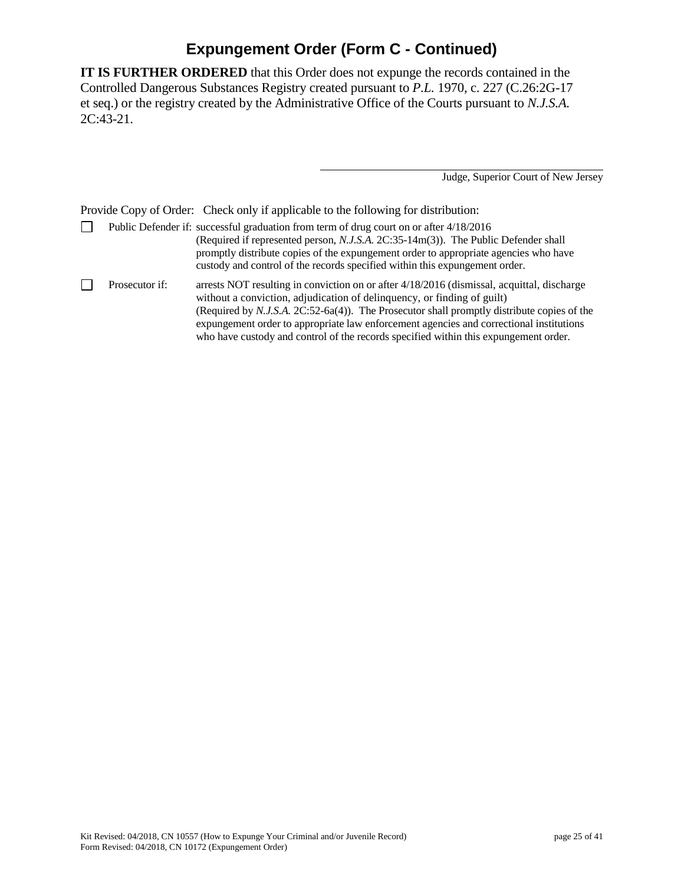# Expungement Order (Form C - Continued)

**IT IS FURTHER ORDERED** that this Order does not expunge the records contained in the Controlled Dangerous Substances Registry created pursuant to *P.L.* 1970, c. 227 (C.26:2G-17 et seq.) or the registry created by the Administrative Office of the Courts pursuant to *N.J.S.A.* 2C:43-21.

\_\_\_\_\_\_\_\_\_\_\_\_\_\_\_\_\_\_\_\_\_\_\_\_\_\_\_\_\_\_\_\_\_\_\_\_\_\_\_\_
Judge, Superior Court of New Jersey

Provide Copy of Order: Check only if applicable to the following for distribution:

- ☐ Public Defender if: successful graduation from term of drug court on or after 4/18/2016 (Required if represented person, *N.J.S.A.* 2C:35-14m(3)). The Public Defender shall promptly distribute copies of the expungement order to appropriate agencies who have custody and control of the records specified within this expungement order.

- ☐ Prosecutor if: arrests NOT resulting in conviction on or after 4/18/2016 (dismissal, acquittal, discharge without a conviction, adjudication of delinquency, or finding of guilt) (Required by *N.J.S.A.* 2C:52-6a(4)). The Prosecutor shall promptly distribute copies of the expungement order to appropriate law enforcement agencies and correctional institutions who have custody and control of the records specified within this expungement order.

Kit Revised: 04/2018, CN 10557 (How to Expunge Your Criminal and/or Juvenile Record)
Form Revised: 04/2018, CN 10172 (Expungement Order)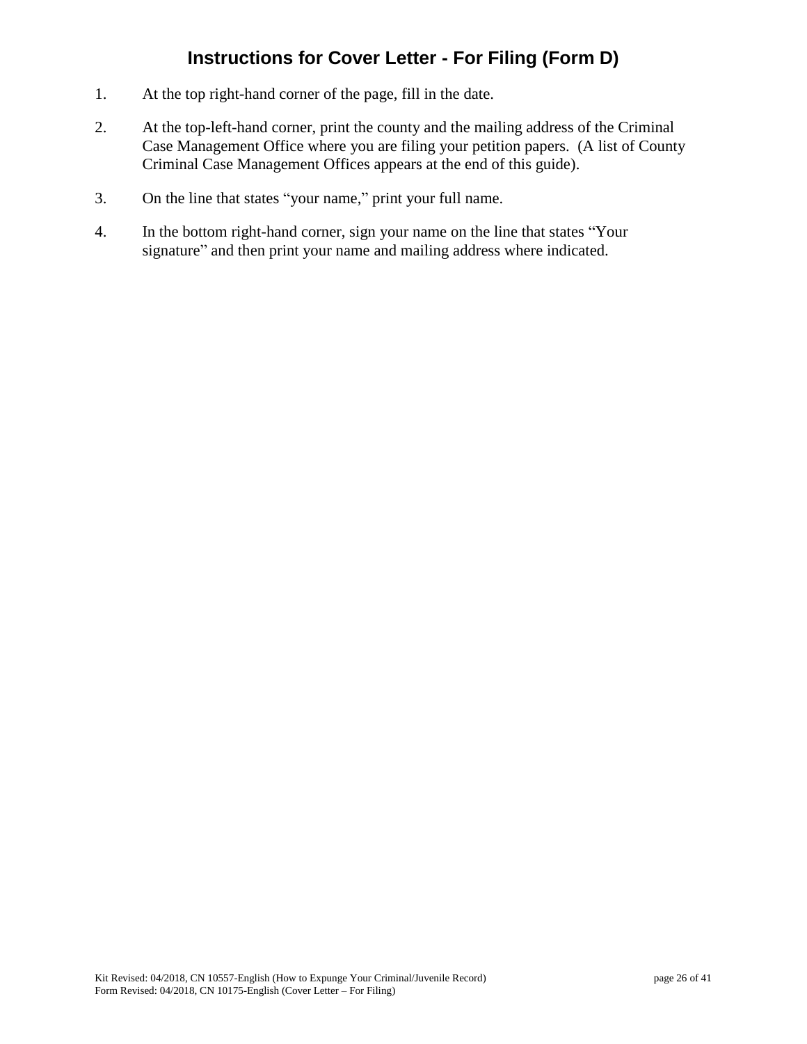# Instructions for Cover Letter - For Filing (Form D)

1. At the top right-hand corner of the page, fill in the date.

2. At the top-left-hand corner, print the county and the mailing address of the Criminal Case Management Office where you are filing your petition papers. (A list of County Criminal Case Management Offices appears at the end of this guide).

3. On the line that states "your name," print your full name.

4. In the bottom right-hand corner, sign your name on the line that states "Your signature" and then print your name and mailing address where indicated.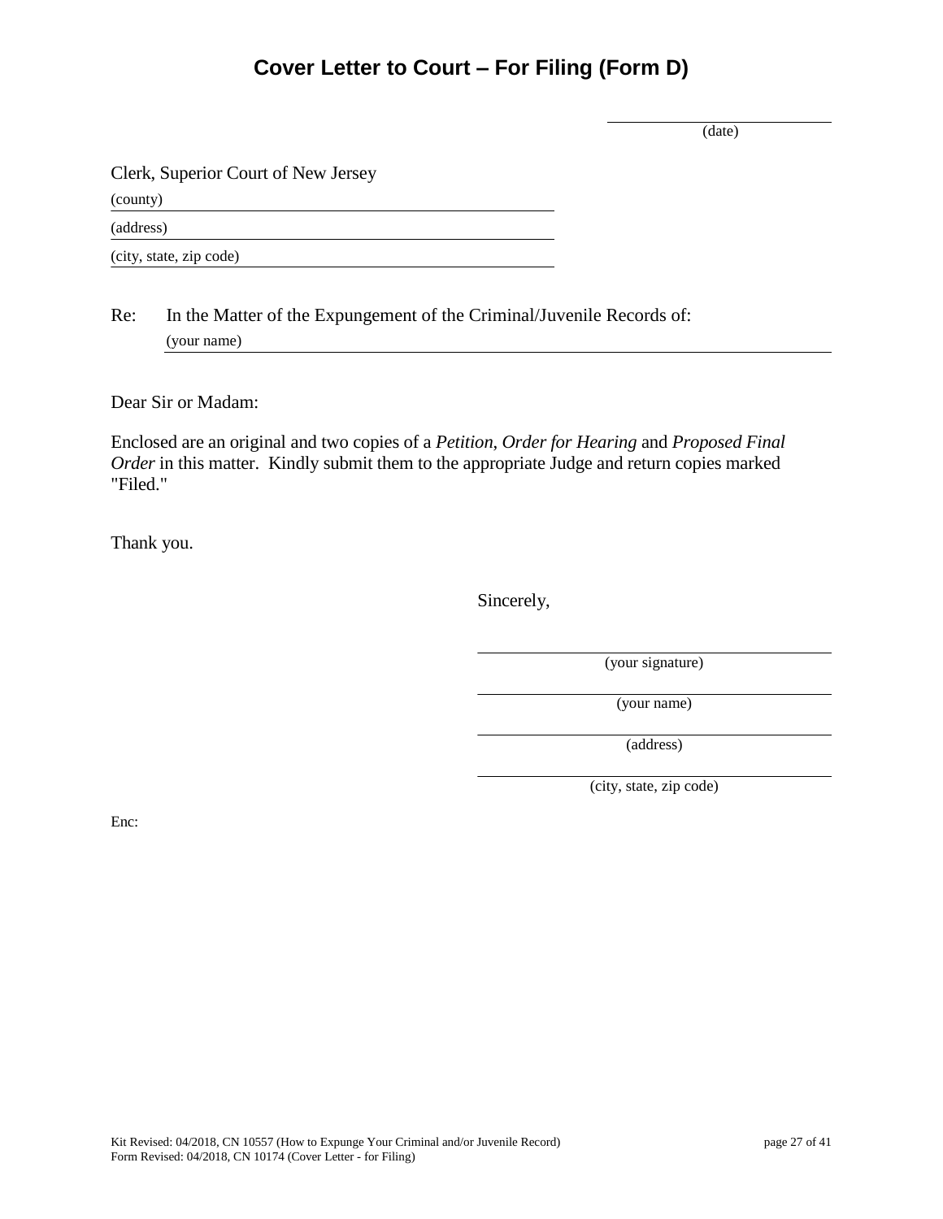# Cover Letter to Court – For Filing (Form D)

______________________
(date)

Clerk, Superior Court of New Jersey
(county) ______________________
(address) ______________________
(city, state, zip code) ______________________

Re: In the Matter of the Expungement of the Criminal/Juvenile Records of:
(your name) ______________________

Dear Sir or Madam:

Enclosed are an original and two copies of a *Petition*, *Order for Hearing* and *Proposed Final Order* in this matter. Kindly submit them to the appropriate Judge and return copies marked "Filed."

Thank you.

Sincerely,

______________________
(your signature)

______________________
(your name)

______________________
(address)

______________________
(city, state, zip code)

Enc:

Kit Revised: 04/2018, CN 10557 (How to Expunge Your Criminal and/or Juvenile Record)
Form Revised: 04/2018, CN 10174 (Cover Letter - for Filing)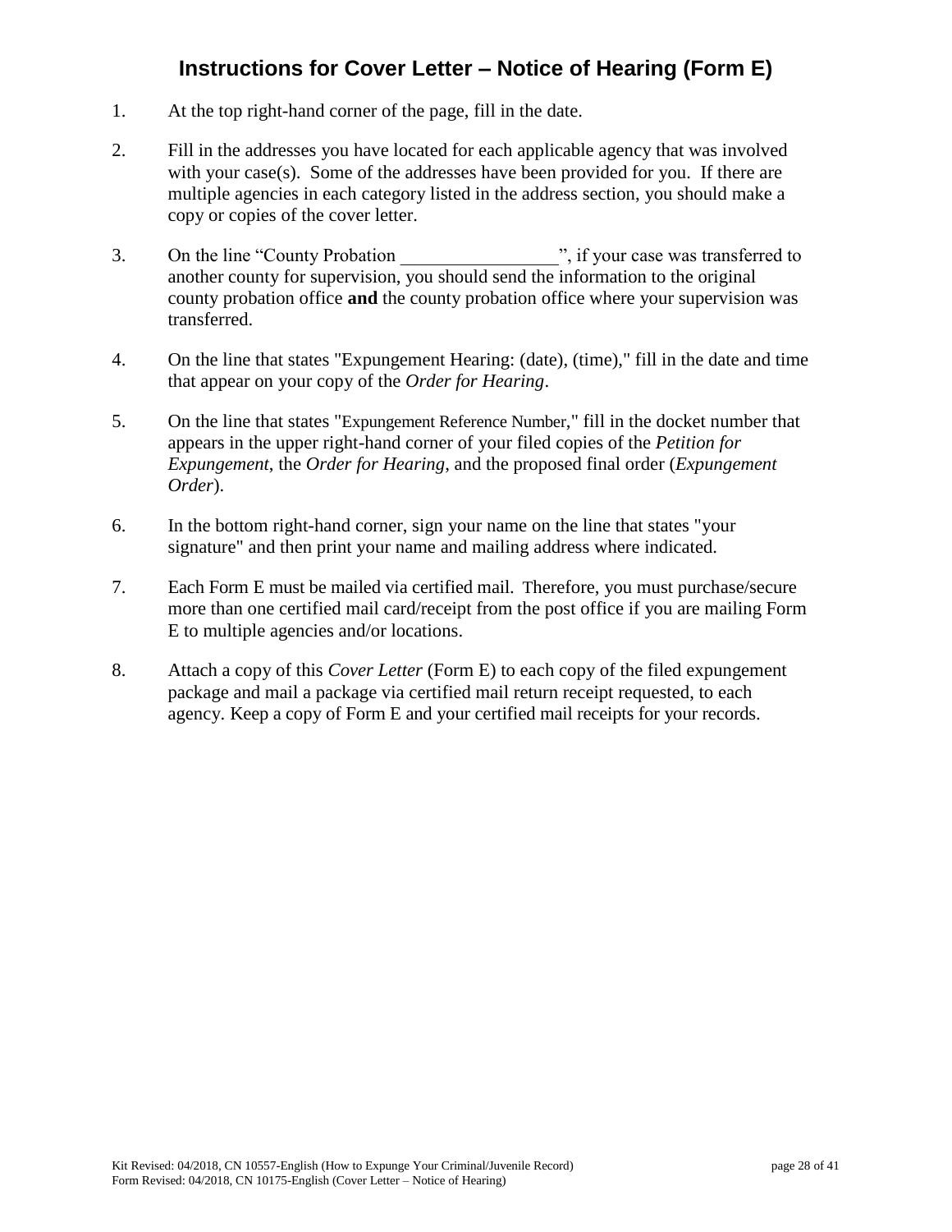# Instructions for Cover Letter – Notice of Hearing (Form E)

1. At the top right-hand corner of the page, fill in the date.

2. Fill in the addresses you have located for each applicable agency that was involved with your case(s). Some of the addresses have been provided for you. If there are multiple agencies in each category listed in the address section, you should make a copy or copies of the cover letter.

3. On the line "County Probation _________________", if your case was transferred to another county for supervision, you should send the information to the original county probation office **and** the county probation office where your supervision was transferred.

4. On the line that states "Expungement Hearing: (date), (time)," fill in the date and time that appear on your copy of the *Order for Hearing*.

5. On the line that states "Expungement Reference Number," fill in the docket number that appears in the upper right-hand corner of your filed copies of the *Petition for Expungement*, the *Order for Hearing*, and the proposed final order (*Expungement Order*).

6. In the bottom right-hand corner, sign your name on the line that states "your signature" and then print your name and mailing address where indicated.

7. Each Form E must be mailed via certified mail. Therefore, you must purchase/secure more than one certified mail card/receipt from the post office if you are mailing Form E to multiple agencies and/or locations.

8. Attach a copy of this *Cover Letter* (Form E) to each copy of the filed expungement package and mail a package via certified mail return receipt requested, to each agency. Keep a copy of Form E and your certified mail receipts for your records.

Kit Revised: 04/2018, CN 10557-English (How to Expunge Your Criminal/Juvenile Record)
Form Revised: 04/2018, CN 10175-English (Cover Letter – Notice of Hearing)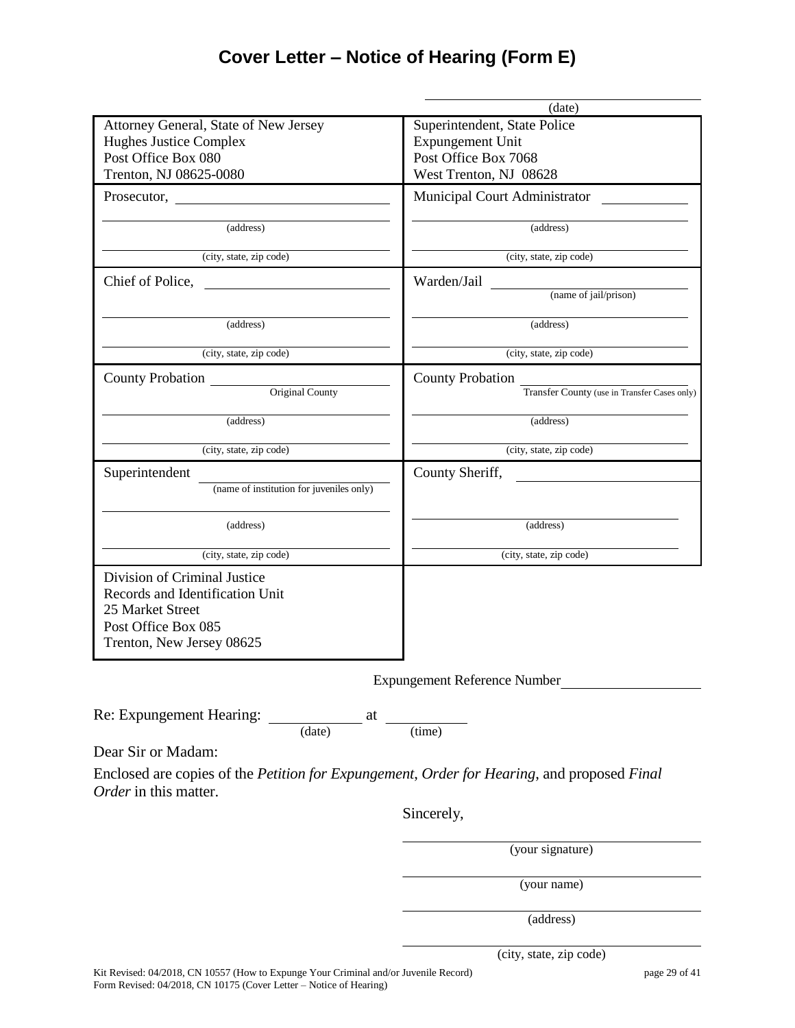# Cover Letter – Notice of Hearing (Form E)

______________________________
(date)

| | |
|---|---|
| Attorney General, State of New Jersey<br>Hughes Justice Complex<br>Post Office Box 080<br>Trenton, NJ 08625-0080 | Superintendent, State Police<br>Expungement Unit<br>Post Office Box 7068<br>West Trenton, NJ 08628 |
| Prosecutor, ______________________<br>______________________<br>(address)<br>______________________<br>(city, state, zip code) | Municipal Court Administrator ____________<br>______________________<br>(address)<br>______________________<br>(city, state, zip code) |
| Chief of Police, ______________________<br>______________________<br>(address)<br>______________________<br>(city, state, zip code) | Warden/Jail ______________________<br>(name of jail/prison)<br>______________________<br>(address)<br>______________________<br>(city, state, zip code) |
| County Probation ______________________<br>Original County<br>______________________<br>(address)<br>______________________<br>(city, state, zip code) | County Probation ______________________<br>Transfer County (use in Transfer Cases only)<br>______________________<br>(address)<br>______________________<br>(city, state, zip code) |
| Superintendent ______________________<br>(name of institution for juveniles only)<br>______________________<br>(address)<br>______________________<br>(city, state, zip code) | County Sheriff, ______________________<br>______________________<br>(address)<br>______________________<br>(city, state, zip code) |
| Division of Criminal Justice<br>Records and Identification Unit<br>25 Market Street<br>Post Office Box 085<br>Trenton, New Jersey 08625 | |

Expungement Reference Number ____________________

Re: Expungement Hearing: ____________ at ____________
(date) (time)

Dear Sir or Madam:

Enclosed are copies of the *Petition for Expungement*, *Order for Hearing*, and proposed *Final Order* in this matter.

Sincerely,

______________________________
(your signature)

______________________________
(your name)

______________________________
(address)

______________________________
(city, state, zip code)

Kit Revised: 04/2018, CN 10557 (How to Expunge Your Criminal and/or Juvenile Record)
Form Revised: 04/2018, CN 10175 (Cover Letter – Notice of Hearing)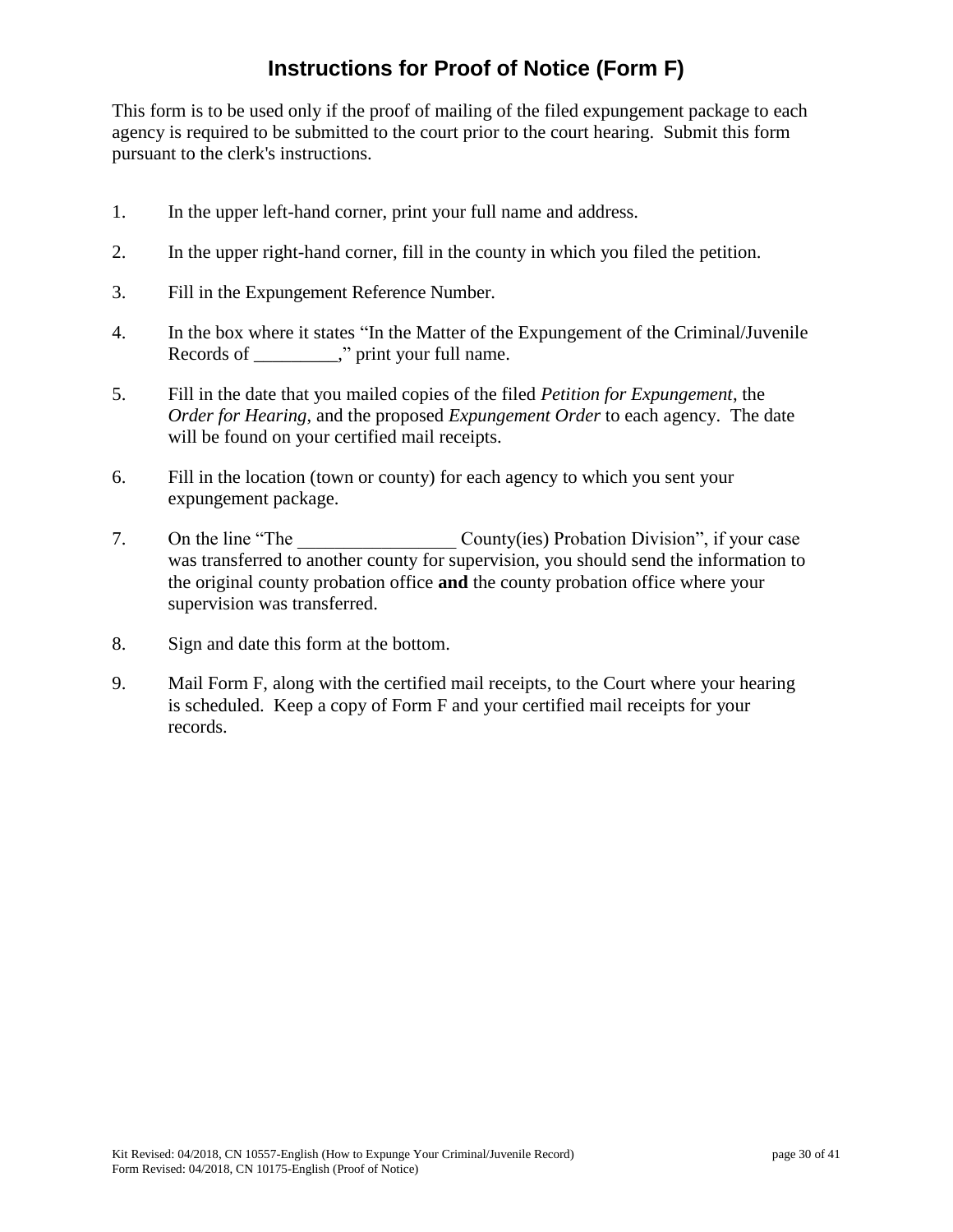# Instructions for Proof of Notice (Form F)

This form is to be used only if the proof of mailing of the filed expungement package to each agency is required to be submitted to the court prior to the court hearing. Submit this form pursuant to the clerk's instructions.

1. In the upper left-hand corner, print your full name and address.
2. In the upper right-hand corner, fill in the county in which you filed the petition.
3. Fill in the Expungement Reference Number.
4. In the box where it states "In the Matter of the Expungement of the Criminal/Juvenile Records of _________," print your full name.
5. Fill in the date that you mailed copies of the filed *Petition for Expungement*, the *Order for Hearing*, and the proposed *Expungement Order* to each agency. The date will be found on your certified mail receipts.
6. Fill in the location (town or county) for each agency to which you sent your expungement package.
7. On the line "The _________________ County(ies) Probation Division", if your case was transferred to another county for supervision, you should send the information to the original county probation office **and** the county probation office where your supervision was transferred.
8. Sign and date this form at the bottom.
9. Mail Form F, along with the certified mail receipts, to the Court where your hearing is scheduled. Keep a copy of Form F and your certified mail receipts for your records.

Kit Revised: 04/2018, CN 10557-English (How to Expunge Your Criminal/Juvenile Record)
Form Revised: 04/2018, CN 10175-English (Proof of Notice)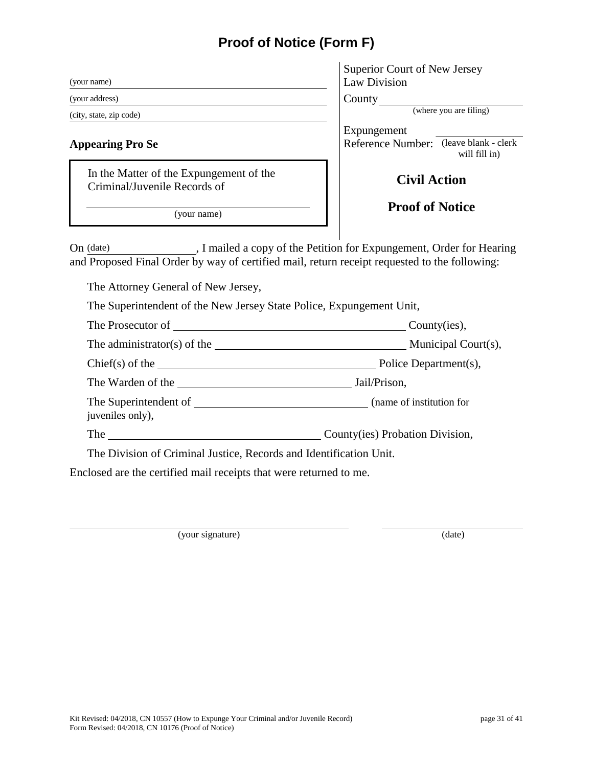# Proof of Notice (Form F)

(your name)

(your address)

(city, state, zip code)

**Appearing Pro Se**

In the Matter of the Expungement of the Criminal/Juvenile Records of

______________________________
(your name)

Superior Court of New Jersey
Law Division

County ______________________
(where you are filing)

Expungement Reference Number: ______________ (leave blank - clerk will fill in)

**Civil Action**

**Proof of Notice**

On (date) ______________, I mailed a copy of the Petition for Expungement, Order for Hearing and Proposed Final Order by way of certified mail, return receipt requested to the following:

The Attorney General of New Jersey,

The Superintendent of the New Jersey State Police, Expungement Unit,

The Prosecutor of ______________________________ County(ies),

The administrator(s) of the ______________________________ Municipal Court(s),

Chief(s) of the ______________________________ Police Department(s),

The Warden of the ______________________________ Jail/Prison,

The Superintendent of ______________________________ (name of institution for juveniles only),

The ______________________________ County(ies) Probation Division,

The Division of Criminal Justice, Records and Identification Unit.

Enclosed are the certified mail receipts that were returned to me.

______________________________ (your signature)

______________________________ (date)

Kit Revised: 04/2018, CN 10557 (How to Expunge Your Criminal and/or Juvenile Record)
Form Revised: 04/2018, CN 10176 (Proof of Notice)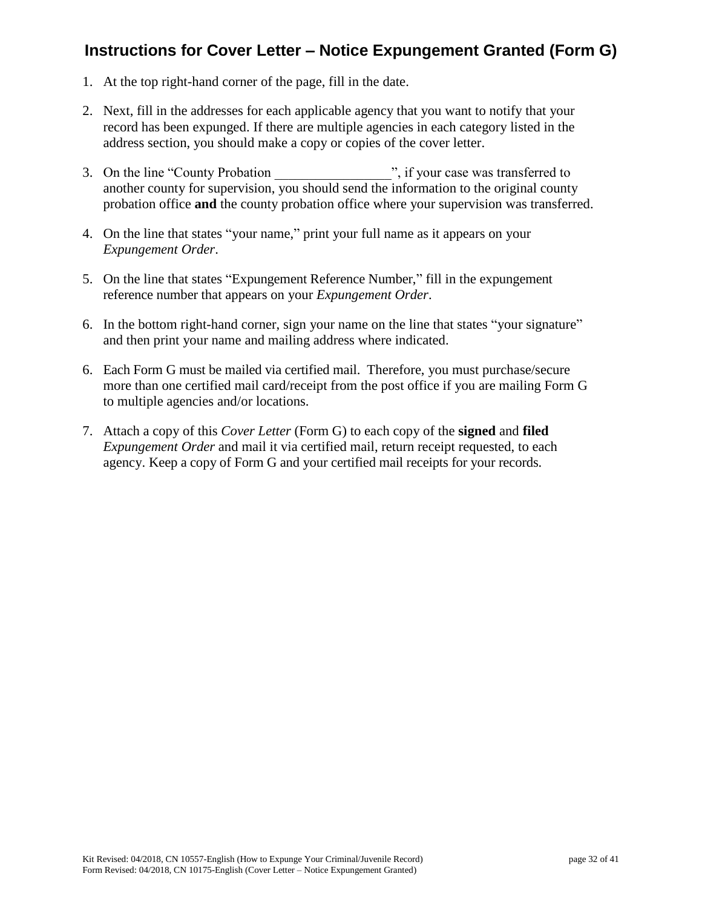## Instructions for Cover Letter – Notice Expungement Granted (Form G)

1. At the top right-hand corner of the page, fill in the date.

2. Next, fill in the addresses for each applicable agency that you want to notify that your record has been expunged. If there are multiple agencies in each category listed in the address section, you should make a copy or copies of the cover letter.

3. On the line "County Probation \_\_\_\_\_\_\_\_\_\_\_\_\_\_\_\_", if your case was transferred to another county for supervision, you should send the information to the original county probation office **and** the county probation office where your supervision was transferred.

4. On the line that states "your name," print your full name as it appears on your *Expungement Order*.

5. On the line that states "Expungement Reference Number," fill in the expungement reference number that appears on your *Expungement Order*.

6. In the bottom right-hand corner, sign your name on the line that states "your signature" and then print your name and mailing address where indicated.

6. Each Form G must be mailed via certified mail. Therefore, you must purchase/secure more than one certified mail card/receipt from the post office if you are mailing Form G to multiple agencies and/or locations.

7. Attach a copy of this *Cover Letter* (Form G) to each copy of the **signed** and **filed** *Expungement Order* and mail it via certified mail, return receipt requested, to each agency. Keep a copy of Form G and your certified mail receipts for your records.

Kit Revised: 04/2018, CN 10557-English (How to Expunge Your Criminal/Juvenile Record)
Form Revised: 04/2018, CN 10175-English (Cover Letter – Notice Expungement Granted)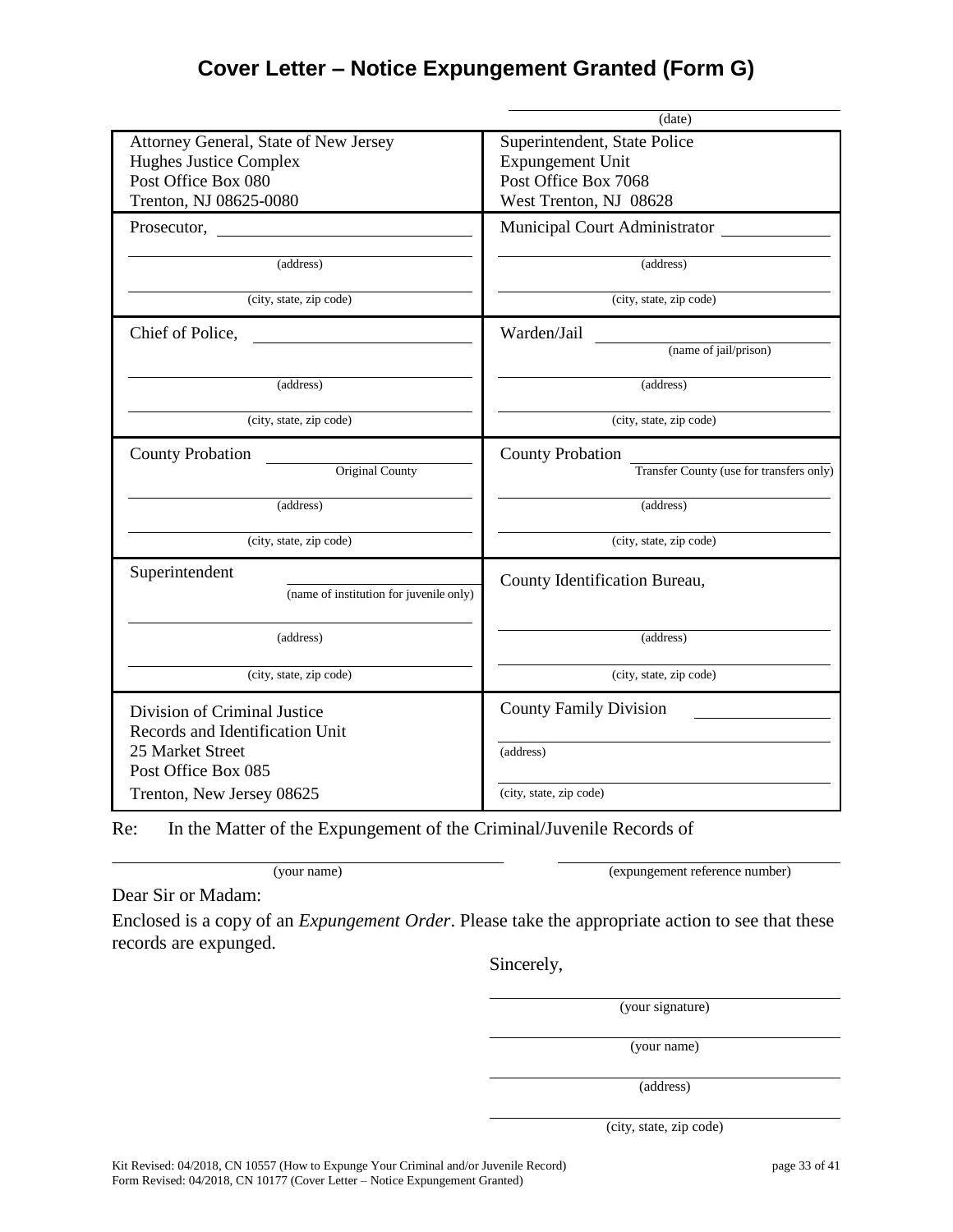# Cover Letter – Notice Expungement Granted (Form G)

\_\_\_\_\_\_\_\_\_\_\_\_\_\_\_\_\_\_\_\_\_\_\_\_\_\_\_\_
(date)

| | |
|---|---|
| Attorney General, State of New Jersey<br>Hughes Justice Complex<br>Post Office Box 080<br>Trenton, NJ 08625-0080 | Superintendent, State Police<br>Expungement Unit<br>Post Office Box 7068<br>West Trenton, NJ 08628 |
| Prosecutor, \_\_\_\_\_\_\_\_\_\_\_\_\_\_\_\_<br>\_\_\_\_\_\_\_\_\_\_\_\_\_\_\_\_ (address)<br>\_\_\_\_\_\_\_\_\_\_\_\_\_\_\_\_ (city, state, zip code) | Municipal Court Administrator \_\_\_\_\_\_\_\_\_\_\_\_\_\_\_\_<br>\_\_\_\_\_\_\_\_\_\_\_\_\_\_\_\_ (address)<br>\_\_\_\_\_\_\_\_\_\_\_\_\_\_\_\_ (city, state, zip code) |
| Chief of Police, \_\_\_\_\_\_\_\_\_\_\_\_\_\_\_\_<br>\_\_\_\_\_\_\_\_\_\_\_\_\_\_\_\_ (address)<br>\_\_\_\_\_\_\_\_\_\_\_\_\_\_\_\_ (city, state, zip code) | Warden/Jail \_\_\_\_\_\_\_\_\_\_\_\_\_\_\_\_ (name of jail/prison)<br>\_\_\_\_\_\_\_\_\_\_\_\_\_\_\_\_ (address)<br>\_\_\_\_\_\_\_\_\_\_\_\_\_\_\_\_ (city, state, zip code) |
| County Probation \_\_\_\_\_\_\_\_\_\_\_\_\_\_\_\_ (Original County)<br>\_\_\_\_\_\_\_\_\_\_\_\_\_\_\_\_ (address)<br>\_\_\_\_\_\_\_\_\_\_\_\_\_\_\_\_ (city, state, zip code) | County Probation \_\_\_\_\_\_\_\_\_\_\_\_\_\_\_\_ (Transfer County (use for transfers only))<br>\_\_\_\_\_\_\_\_\_\_\_\_\_\_\_\_ (address)<br>\_\_\_\_\_\_\_\_\_\_\_\_\_\_\_\_ (city, state, zip code) |
| Superintendent \_\_\_\_\_\_\_\_\_\_\_\_\_\_\_\_ (name of institution for juvenile only)<br>\_\_\_\_\_\_\_\_\_\_\_\_\_\_\_\_ (address)<br>\_\_\_\_\_\_\_\_\_\_\_\_\_\_\_\_ (city, state, zip code) | County Identification Bureau,<br>\_\_\_\_\_\_\_\_\_\_\_\_\_\_\_\_ (address)<br>\_\_\_\_\_\_\_\_\_\_\_\_\_\_\_\_ (city, state, zip code) |
| Division of Criminal Justice<br>Records and Identification Unit<br>25 Market Street<br>Post Office Box 085<br>Trenton, New Jersey 08625 | County Family Division \_\_\_\_\_\_\_\_\_\_\_\_\_\_\_\_<br>\_\_\_\_\_\_\_\_\_\_\_\_\_\_\_\_ (address)<br>\_\_\_\_\_\_\_\_\_\_\_\_\_\_\_\_ (city, state, zip code) |

Re: In the Matter of the Expungement of the Criminal/Juvenile Records of

\_\_\_\_\_\_\_\_\_\_\_\_\_\_\_\_\_\_\_\_\_\_\_\_\_\_\_\_ (your name) \_\_\_\_\_\_\_\_\_\_\_\_\_\_\_\_\_\_\_\_\_\_\_\_\_\_\_\_ (expungement reference number)

Dear Sir or Madam:

Enclosed is a copy of an *Expungement Order*. Please take the appropriate action to see that these records are expunged.

Sincerely,

\_\_\_\_\_\_\_\_\_\_\_\_\_\_\_\_\_\_\_\_\_\_\_\_\_\_\_\_
(your signature)

\_\_\_\_\_\_\_\_\_\_\_\_\_\_\_\_\_\_\_\_\_\_\_\_\_\_\_\_
(your name)

\_\_\_\_\_\_\_\_\_\_\_\_\_\_\_\_\_\_\_\_\_\_\_\_\_\_\_\_
(address)

\_\_\_\_\_\_\_\_\_\_\_\_\_\_\_\_\_\_\_\_\_\_\_\_\_\_\_\_
(city, state, zip code)

Kit Revised: 04/2018, CN 10557 (How to Expunge Your Criminal and/or Juvenile Record)
Form Revised: 04/2018, CN 10177 (Cover Letter – Notice Expungement Granted)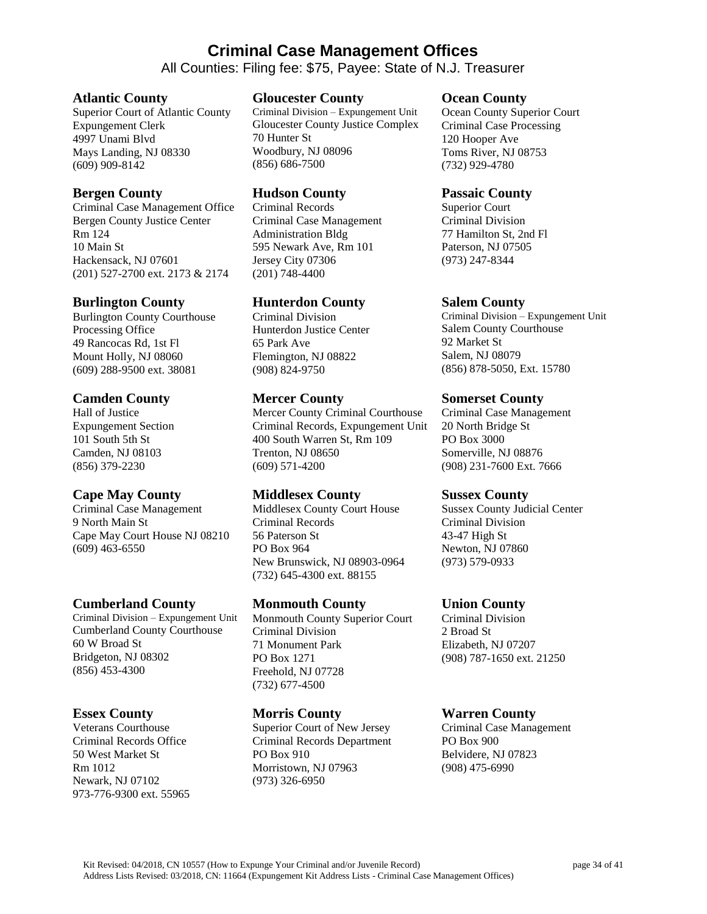# Criminal Case Management Offices

All Counties: Filing fee: $75, Payee: State of N.J. Treasurer

### Atlantic County

Superior Court of Atlantic County
Expungement Clerk
4997 Unami Blvd
Mays Landing, NJ 08330
(609) 909-8142

### Bergen County

Criminal Case Management Office
Bergen County Justice Center
Rm 124
10 Main St
Hackensack, NJ 07601
(201) 527-2700 ext. 2173 & 2174

### Burlington County

Burlington County Courthouse
Processing Office
49 Rancocas Rd, 1st Fl
Mount Holly, NJ 08060
(609) 288-9500 ext. 38081

### Camden County

Hall of Justice
Expungement Section
101 South 5th St
Camden, NJ 08103
(856) 379-2230

### Cape May County

Criminal Case Management
9 North Main St
Cape May Court House NJ 08210
(609) 463-6550

### Cumberland County

Criminal Division – Expungement Unit
Cumberland County Courthouse
60 W Broad St
Bridgeton, NJ 08302
(856) 453-4300

### Essex County

Veterans Courthouse
Criminal Records Office
50 West Market St
Rm 1012
Newark, NJ 07102
973-776-9300 ext. 55965

### Gloucester County

Criminal Division – Expungement Unit
Gloucester County Justice Complex
70 Hunter St
Woodbury, NJ 08096
(856) 686-7500

### Hudson County

Criminal Records
Criminal Case Management
Administration Bldg
595 Newark Ave, Rm 101
Jersey City 07306
(201) 748-4400

### Hunterdon County

Criminal Division
Hunterdon Justice Center
65 Park Ave
Flemington, NJ 08822
(908) 824-9750

### Mercer County

Mercer County Criminal Courthouse
Criminal Records, Expungement Unit
400 South Warren St, Rm 109
Trenton, NJ 08650
(609) 571-4200

### Middlesex County

Middlesex County Court House
Criminal Records
56 Paterson St
PO Box 964
New Brunswick, NJ 08903-0964
(732) 645-4300 ext. 88155

### Monmouth County

Monmouth County Superior Court
Criminal Division
71 Monument Park
PO Box 1271
Freehold, NJ 07728
(732) 677-4500

### Morris County

Superior Court of New Jersey
Criminal Records Department
PO Box 910
Morristown, NJ 07963
(973) 326-6950

### Ocean County

Ocean County Superior Court
Criminal Case Processing
120 Hooper Ave
Toms River, NJ 08753
(732) 929-4780

### Passaic County

Superior Court
Criminal Division
77 Hamilton St, 2nd Fl
Paterson, NJ 07505
(973) 247-8344

### Salem County

Criminal Division – Expungement Unit
Salem County Courthouse
92 Market St
Salem, NJ 08079
(856) 878-5050, Ext. 15780

### Somerset County

Criminal Case Management
20 North Bridge St
PO Box 3000
Somerville, NJ 08876
(908) 231-7600 Ext. 7666

### Sussex County

Sussex County Judicial Center
Criminal Division
43-47 High St
Newton, NJ 07860
(973) 579-0933

### Union County

Criminal Division
2 Broad St
Elizabeth, NJ 07207
(908) 787-1650 ext. 21250

### Warren County

Criminal Case Management
PO Box 900
Belvidere, NJ 07823
(908) 475-6990

Kit Revised: 04/2018, CN 10557 (How to Expunge Your Criminal and/or Juvenile Record)
Address Lists Revised: 03/2018, CN: 11664 (Expungement Kit Address Lists - Criminal Case Management Offices)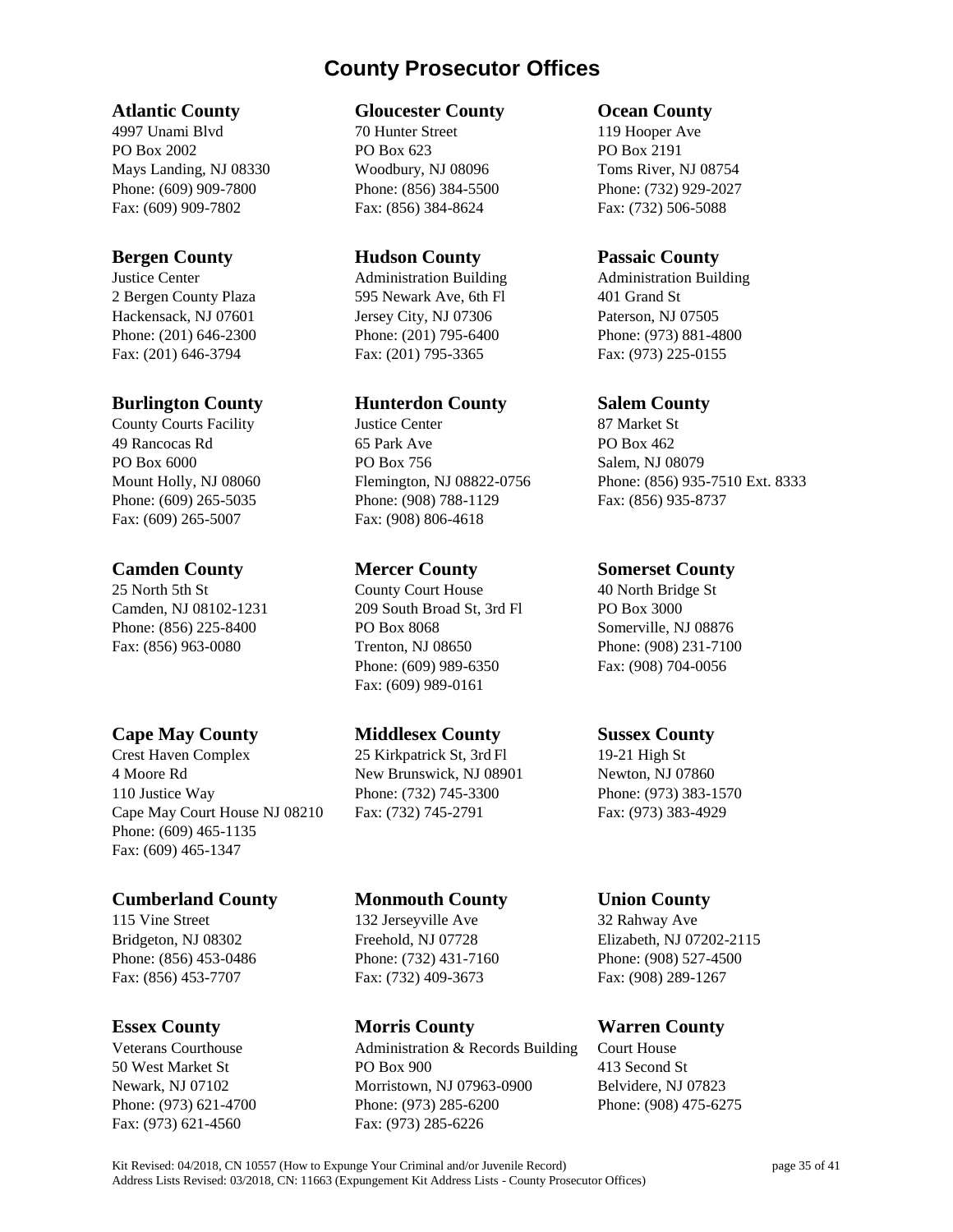# County Prosecutor Offices

### Atlantic County
4997 Unami Blvd
PO Box 2002
Mays Landing, NJ 08330
Phone: (609) 909-7800
Fax: (609) 909-7802

### Bergen County
Justice Center
2 Bergen County Plaza
Hackensack, NJ 07601
Phone: (201) 646-2300
Fax: (201) 646-3794

### Burlington County
County Courts Facility
49 Rancocas Rd
PO Box 6000
Mount Holly, NJ 08060
Phone: (609) 265-5035
Fax: (609) 265-5007

### Camden County
25 North 5th St
Camden, NJ 08102-1231
Phone: (856) 225-8400
Fax: (856) 963-0080

### Cape May County
Crest Haven Complex
4 Moore Rd
110 Justice Way
Cape May Court House NJ 08210
Phone: (609) 465-1135
Fax: (609) 465-1347

### Cumberland County
115 Vine Street
Bridgeton, NJ 08302
Phone: (856) 453-0486
Fax: (856) 453-7707

### Essex County
Veterans Courthouse
50 West Market St
Newark, NJ 07102
Phone: (973) 621-4700
Fax: (973) 621-4560

### Gloucester County
70 Hunter Street
PO Box 623
Woodbury, NJ 08096
Phone: (856) 384-5500
Fax: (856) 384-8624

### Hudson County
Administration Building
595 Newark Ave, 6th Fl
Jersey City, NJ 07306
Phone: (201) 795-6400
Fax: (201) 795-3365

### Hunterdon County
Justice Center
65 Park Ave
PO Box 756
Flemington, NJ 08822-0756
Phone: (908) 788-1129
Fax: (908) 806-4618

### Mercer County
County Court House
209 South Broad St, 3rd Fl
PO Box 8068
Trenton, NJ 08650
Phone: (609) 989-6350
Fax: (609) 989-0161

### Middlesex County
25 Kirkpatrick St, 3rd Fl
New Brunswick, NJ 08901
Phone: (732) 745-3300
Fax: (732) 745-2791

### Monmouth County
132 Jerseyville Ave
Freehold, NJ 07728
Phone: (732) 431-7160
Fax: (732) 409-3673

### Morris County
Administration & Records Building
PO Box 900
Morristown, NJ 07963-0900
Phone: (973) 285-6200
Fax: (973) 285-6226

### Ocean County
119 Hooper Ave
PO Box 2191
Toms River, NJ 08754
Phone: (732) 929-2027
Fax: (732) 506-5088

### Passaic County
Administration Building
401 Grand St
Paterson, NJ 07505
Phone: (973) 881-4800
Fax: (973) 225-0155

### Salem County
87 Market St
PO Box 462
Salem, NJ 08079
Phone: (856) 935-7510 Ext. 8333
Fax: (856) 935-8737

### Somerset County
40 North Bridge St
PO Box 3000
Somerville, NJ 08876
Phone: (908) 231-7100
Fax: (908) 704-0056

### Sussex County
19-21 High St
Newton, NJ 07860
Phone: (973) 383-1570
Fax: (973) 383-4929

### Union County
32 Rahway Ave
Elizabeth, NJ 07202-2115
Phone: (908) 527-4500
Fax: (908) 289-1267

### Warren County
Court House
413 Second St
Belvidere, NJ 07823
Phone: (908) 475-6275

Kit Revised: 04/2018, CN 10557 (How to Expunge Your Criminal and/or Juvenile Record)
Address Lists Revised: 03/2018, CN: 11663 (Expungement Kit Address Lists - County Prosecutor Offices)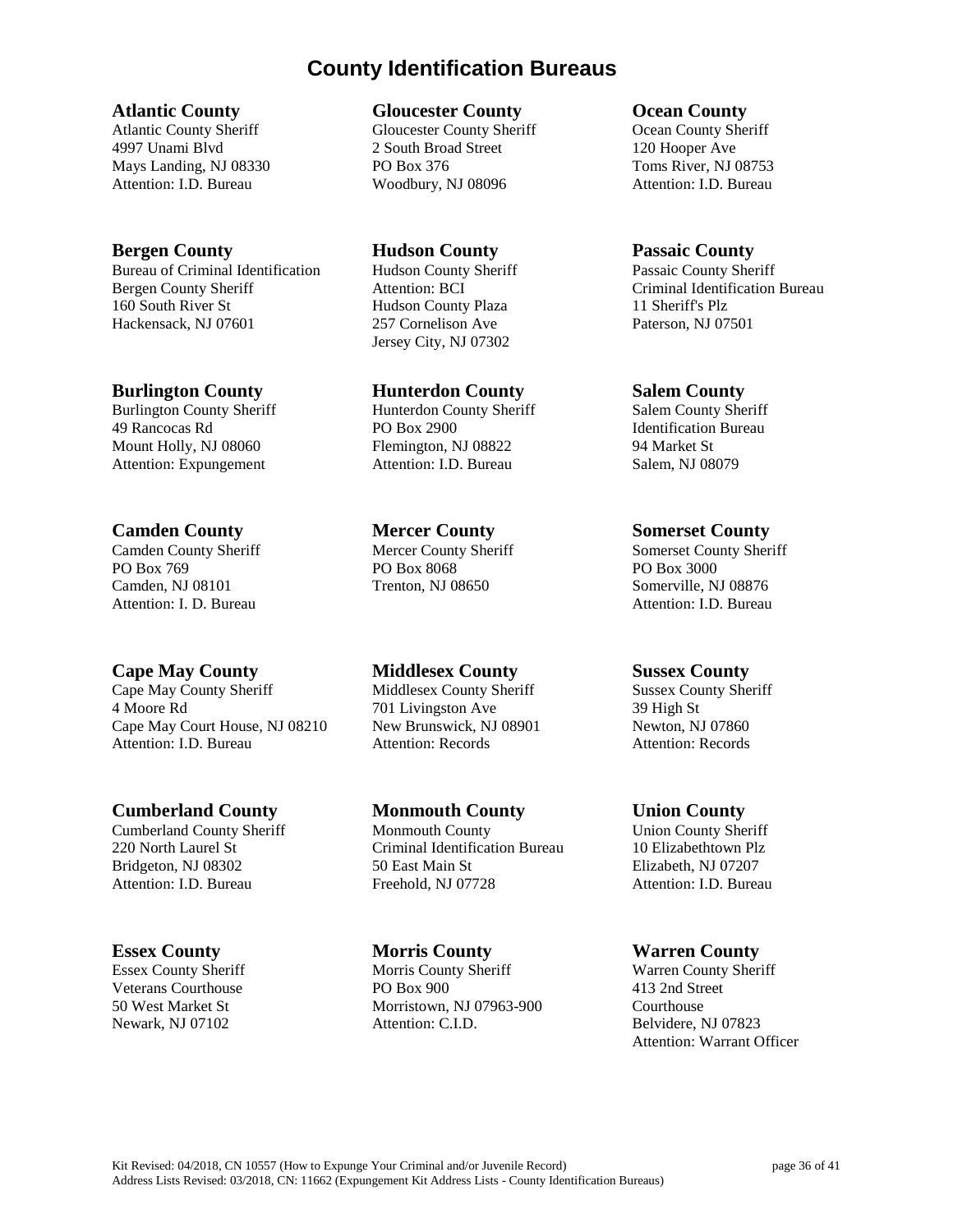# County Identification Bureaus

**Atlantic County**
Atlantic County Sheriff
4997 Unami Blvd
Mays Landing, NJ 08330
Attention: I.D. Bureau

**Bergen County**
Bureau of Criminal Identification
Bergen County Sheriff
160 South River St
Hackensack, NJ 07601

**Burlington County**
Burlington County Sheriff
49 Rancocas Rd
Mount Holly, NJ 08060
Attention: Expungement

**Camden County**
Camden County Sheriff
PO Box 769
Camden, NJ 08101
Attention: I. D. Bureau

**Cape May County**
Cape May County Sheriff
4 Moore Rd
Cape May Court House, NJ 08210
Attention: I.D. Bureau

**Cumberland County**
Cumberland County Sheriff
220 North Laurel St
Bridgeton, NJ 08302
Attention: I.D. Bureau

**Essex County**
Essex County Sheriff
Veterans Courthouse
50 West Market St
Newark, NJ 07102

**Gloucester County**
Gloucester County Sheriff
2 South Broad Street
PO Box 376
Woodbury, NJ 08096

**Hudson County**
Hudson County Sheriff
Attention: BCI
Hudson County Plaza
257 Cornelison Ave
Jersey City, NJ 07302

**Hunterdon County**
Hunterdon County Sheriff
PO Box 2900
Flemington, NJ 08822
Attention: I.D. Bureau

**Mercer County**
Mercer County Sheriff
PO Box 8068
Trenton, NJ 08650

**Middlesex County**
Middlesex County Sheriff
701 Livingston Ave
New Brunswick, NJ 08901
Attention: Records

**Monmouth County**
Monmouth County
Criminal Identification Bureau
50 East Main St
Freehold, NJ 07728

**Morris County**
Morris County Sheriff
PO Box 900
Morristown, NJ 07963-900
Attention: C.I.D.

**Ocean County**
Ocean County Sheriff
120 Hooper Ave
Toms River, NJ 08753
Attention: I.D. Bureau

**Passaic County**
Passaic County Sheriff
Criminal Identification Bureau
11 Sheriff's Plz
Paterson, NJ 07501

**Salem County**
Salem County Sheriff
Identification Bureau
94 Market St
Salem, NJ 08079

**Somerset County**
Somerset County Sheriff
PO Box 3000
Somerville, NJ 08876
Attention: I.D. Bureau

**Sussex County**
Sussex County Sheriff
39 High St
Newton, NJ 07860
Attention: Records

**Union County**
Union County Sheriff
10 Elizabethtown Plz
Elizabeth, NJ 07207
Attention: I.D. Bureau

**Warren County**
Warren County Sheriff
413 2nd Street
Courthouse
Belvidere, NJ 07823
Attention: Warrant Officer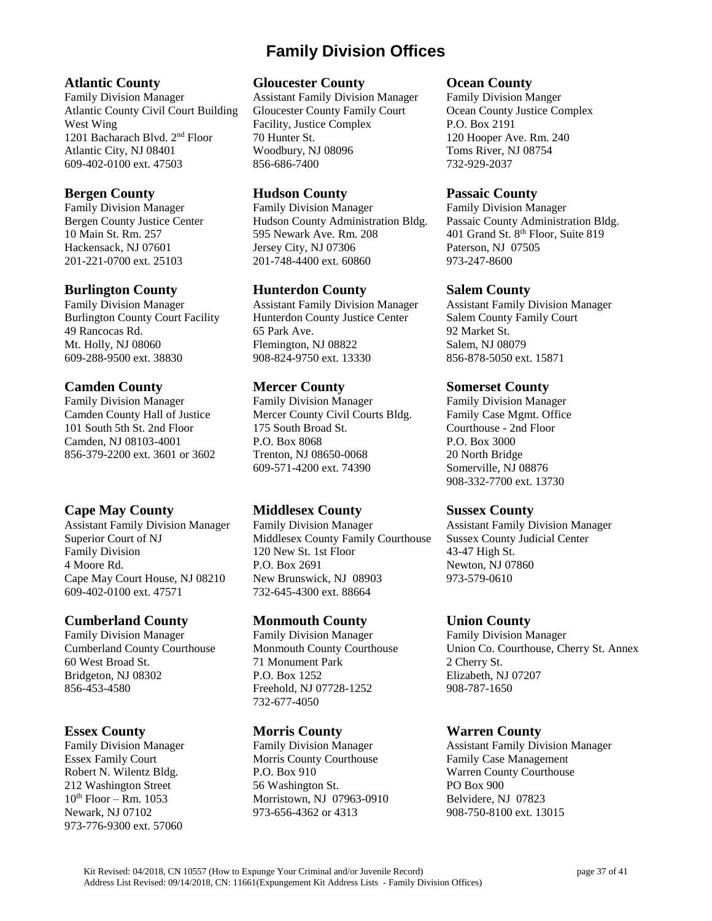# Family Division Offices

### Atlantic County

Family Division Manager
Atlantic County Civil Court Building
West Wing
1201 Bacharach Blvd. 2nd Floor
Atlantic City, NJ 08401
609-402-0100 ext. 47503

### Bergen County

Family Division Manager
Bergen County Justice Center
10 Main St. Rm. 257
Hackensack, NJ 07601
201-221-0700 ext. 25103

### Burlington County

Family Division Manager
Burlington County Court Facility
49 Rancocas Rd.
Mt. Holly, NJ 08060
609-288-9500 ext. 38830

### Camden County

Family Division Manager
Camden County Hall of Justice
101 South 5th St. 2nd Floor
Camden, NJ 08103-4001
856-379-2200 ext. 3601 or 3602

### Cape May County

Assistant Family Division Manager
Superior Court of NJ
Family Division
4 Moore Rd.
Cape May Court House, NJ 08210
609-402-0100 ext. 47571

### Cumberland County

Family Division Manager
Cumberland County Courthouse
60 West Broad St.
Bridgeton, NJ 08302
856-453-4580

### Essex County

Family Division Manager
Essex Family Court
Robert N. Wilentz Bldg.
212 Washington Street
10th Floor – Rm. 1053
Newark, NJ 07102
973-776-9300 ext. 57060

### Gloucester County

Assistant Family Division Manager
Gloucester County Family Court
Facility, Justice Complex
70 Hunter St.
Woodbury, NJ 08096
856-686-7400

### Hudson County

Family Division Manager
Hudson County Administration Bldg.
595 Newark Ave. Rm. 208
Jersey City, NJ 07306
201-748-4400 ext. 60860

### Hunterdon County

Assistant Family Division Manager
Hunterdon County Justice Center
65 Park Ave.
Flemington, NJ 08822
908-824-9750 ext. 13330

### Mercer County

Family Division Manager
Mercer County Civil Courts Bldg.
175 South Broad St.
P.O. Box 8068
Trenton, NJ 08650-0068
609-571-4200 ext. 74390

### Middlesex County

Family Division Manager
Middlesex County Family Courthouse
120 New St. 1st Floor
P.O. Box 2691
New Brunswick, NJ 08903
732-645-4300 ext. 88664

### Monmouth County

Family Division Manager
Monmouth County Courthouse
71 Monument Park
P.O. Box 1252
Freehold, NJ 07728-1252
732-677-4050

### Morris County

Family Division Manager
Morris County Courthouse
P.O. Box 910
56 Washington St.
Morristown, NJ 07963-0910
973-656-4362 or 4313

### Ocean County

Family Division Manger
Ocean County Justice Complex
P.O. Box 2191
120 Hooper Ave. Rm. 240
Toms River, NJ 08754
732-929-2037

### Passaic County

Family Division Manager
Passaic County Administration Bldg.
401 Grand St. 8th Floor, Suite 819
Paterson, NJ 07505
973-247-8600

### Salem County

Assistant Family Division Manager
Salem County Family Court
92 Market St.
Salem, NJ 08079
856-878-5050 ext. 15871

### Somerset County

Family Division Manager
Family Case Mgmt. Office
Courthouse - 2nd Floor
P.O. Box 3000
20 North Bridge
Somerville, NJ 08876
908-332-7700 ext. 13730

### Sussex County

Assistant Family Division Manager
Sussex County Judicial Center
43-47 High St.
Newton, NJ 07860
973-579-0610

### Union County

Family Division Manager
Union Co. Courthouse, Cherry St. Annex
2 Cherry St.
Elizabeth, NJ 07207
908-787-1650

### Warren County

Assistant Family Division Manager
Family Case Management
Warren County Courthouse
PO Box 900
Belvidere, NJ 07823
908-750-8100 ext. 13015

Kit Revised: 04/2018, CN 10557 (How to Expunge Your Criminal and/or Juvenile Record)
Address List Revised: 09/14/2018, CN: 11661(Expungement Kit Address Lists - Family Division Offices)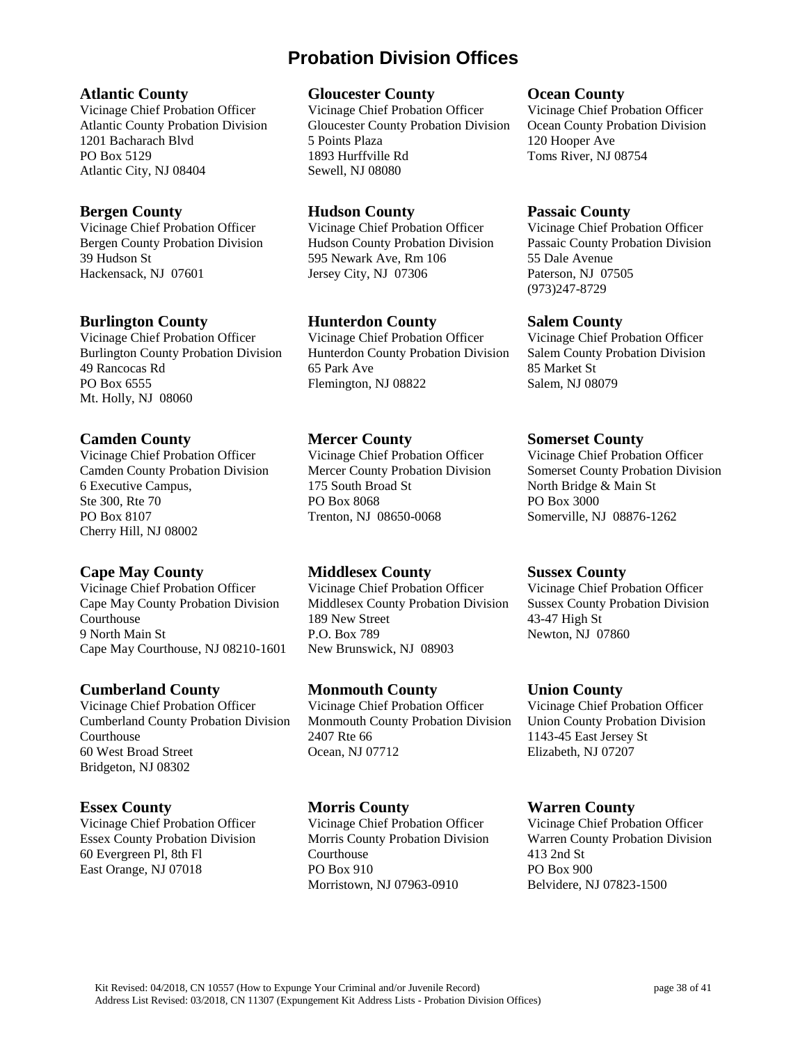# Probation Division Offices

**Atlantic County**
Vicinage Chief Probation Officer
Atlantic County Probation Division
1201 Bacharach Blvd
PO Box 5129
Atlantic City, NJ 08404

**Bergen County**
Vicinage Chief Probation Officer
Bergen County Probation Division
39 Hudson St
Hackensack, NJ 07601

**Burlington County**
Vicinage Chief Probation Officer
Burlington County Probation Division
49 Rancocas Rd
PO Box 6555
Mt. Holly, NJ 08060

**Camden County**
Vicinage Chief Probation Officer
Camden County Probation Division
6 Executive Campus,
Ste 300, Rte 70
PO Box 8107
Cherry Hill, NJ 08002

**Cape May County**
Vicinage Chief Probation Officer
Cape May County Probation Division
Courthouse
9 North Main St
Cape May Courthouse, NJ 08210-1601

**Cumberland County**
Vicinage Chief Probation Officer
Cumberland County Probation Division
Courthouse
60 West Broad Street
Bridgeton, NJ 08302

**Essex County**
Vicinage Chief Probation Officer
Essex County Probation Division
60 Evergreen Pl, 8th Fl
East Orange, NJ 07018

**Gloucester County**
Vicinage Chief Probation Officer
Gloucester County Probation Division
5 Points Plaza
1893 Hurffville Rd
Sewell, NJ 08080

**Hudson County**
Vicinage Chief Probation Officer
Hudson County Probation Division
595 Newark Ave, Rm 106
Jersey City, NJ 07306

**Hunterdon County**
Vicinage Chief Probation Officer
Hunterdon County Probation Division
65 Park Ave
Flemington, NJ 08822

**Mercer County**
Vicinage Chief Probation Officer
Mercer County Probation Division
175 South Broad St
PO Box 8068
Trenton, NJ 08650-0068

**Middlesex County**
Vicinage Chief Probation Officer
Middlesex County Probation Division
189 New Street
P.O. Box 789
New Brunswick, NJ 08903

**Monmouth County**
Vicinage Chief Probation Officer
Monmouth County Probation Division
2407 Rte 66
Ocean, NJ 07712

**Morris County**
Vicinage Chief Probation Officer
Morris County Probation Division
Courthouse
PO Box 910
Morristown, NJ 07963-0910

**Ocean County**
Vicinage Chief Probation Officer
Ocean County Probation Division
120 Hooper Ave
Toms River, NJ 08754

**Passaic County**
Vicinage Chief Probation Officer
Passaic County Probation Division
55 Dale Avenue
Paterson, NJ 07505
(973)247-8729

**Salem County**
Vicinage Chief Probation Officer
Salem County Probation Division
85 Market St
Salem, NJ 08079

**Somerset County**
Vicinage Chief Probation Officer
Somerset County Probation Division
North Bridge & Main St
PO Box 3000
Somerville, NJ 08876-1262

**Sussex County**
Vicinage Chief Probation Officer
Sussex County Probation Division
43-47 High St
Newton, NJ 07860

**Union County**
Vicinage Chief Probation Officer
Union County Probation Division
1143-45 East Jersey St
Elizabeth, NJ 07207

**Warren County**
Vicinage Chief Probation Officer
Warren County Probation Division
413 2nd St
PO Box 900
Belvidere, NJ 07823-1500

Kit Revised: 04/2018, CN 10557 (How to Expunge Your Criminal and/or Juvenile Record)
Address List Revised: 03/2018, CN 11307 (Expungement Kit Address Lists - Probation Division Offices)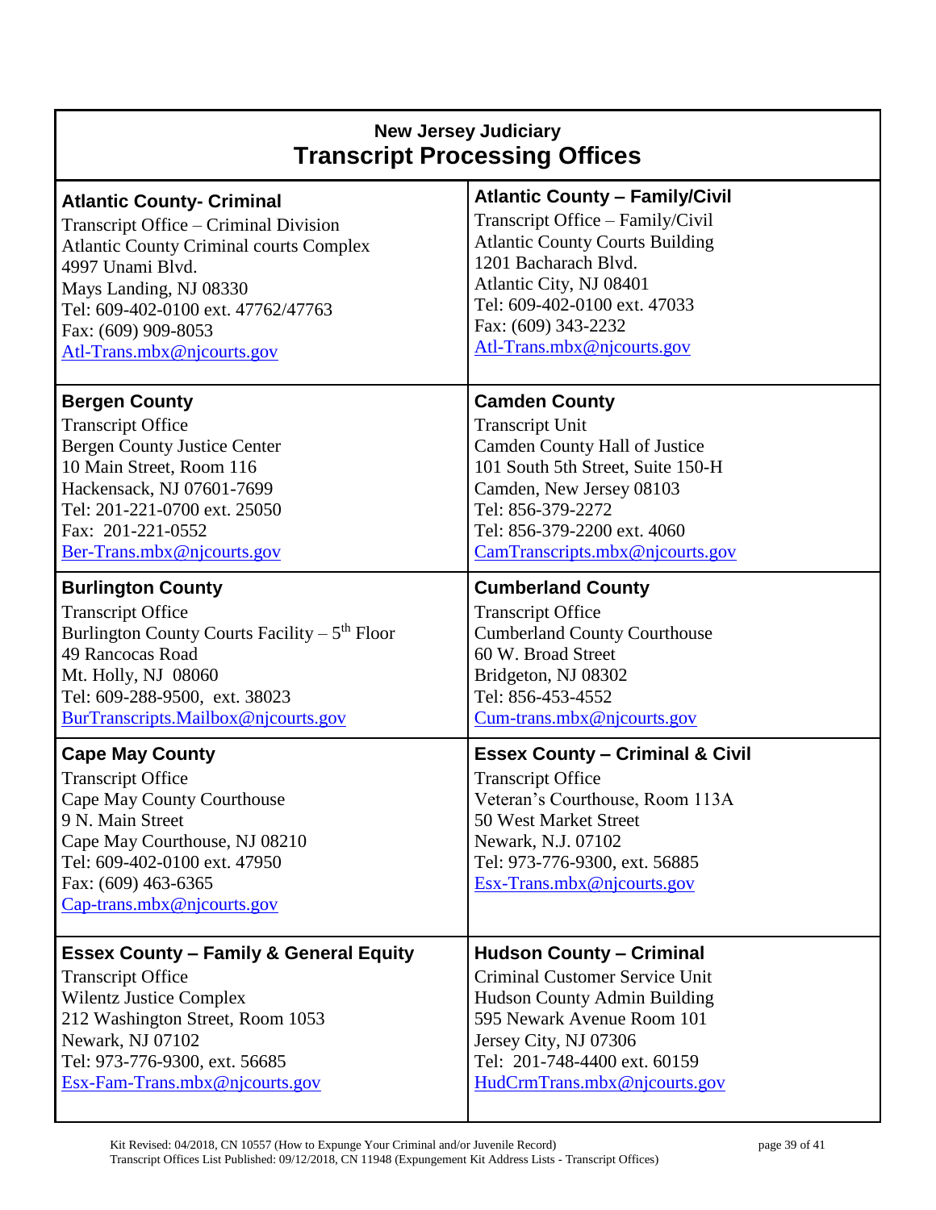# New Jersey Judiciary
## Transcript Processing Offices

### Atlantic County- Criminal
Transcript Office – Criminal Division
Atlantic County Criminal courts Complex
4997 Unami Blvd.
Mays Landing, NJ 08330
Tel: 609-402-0100 ext. 47762/47763
Fax: (609) 909-8053
Atl-Trans.mbx@njcourts.gov

### Atlantic County – Family/Civil
Transcript Office – Family/Civil
Atlantic County Courts Building
1201 Bacharach Blvd.
Atlantic City, NJ 08401
Tel: 609-402-0100 ext. 47033
Fax: (609) 343-2232
Atl-Trans.mbx@njcourts.gov

### Bergen County
Transcript Office
Bergen County Justice Center
10 Main Street, Room 116
Hackensack, NJ 07601-7699
Tel: 201-221-0700 ext. 25050
Fax: 201-221-0552
Ber-Trans.mbx@njcourts.gov

### Camden County
Transcript Unit
Camden County Hall of Justice
101 South 5th Street, Suite 150-H
Camden, New Jersey 08103
Tel: 856-379-2272
Tel: 856-379-2200 ext. 4060
CamTranscripts.mbx@njcourts.gov

### Burlington County
Transcript Office
Burlington County Courts Facility – 5th Floor
49 Rancocas Road
Mt. Holly, NJ 08060
Tel: 609-288-9500, ext. 38023
BurTranscripts.Mailbox@njcourts.gov

### Cumberland County
Transcript Office
Cumberland County Courthouse
60 W. Broad Street
Bridgeton, NJ 08302
Tel: 856-453-4552
Cum-trans.mbx@njcourts.gov

### Cape May County
Transcript Office
Cape May County Courthouse
9 N. Main Street
Cape May Courthouse, NJ 08210
Tel: 609-402-0100 ext. 47950
Fax: (609) 463-6365
Cap-trans.mbx@njcourts.gov

### Essex County – Criminal & Civil
Transcript Office
Veteran's Courthouse, Room 113A
50 West Market Street
Newark, N.J. 07102
Tel: 973-776-9300, ext. 56885
Esx-Trans.mbx@njcourts.gov

### Essex County – Family & General Equity
Transcript Office
Wilentz Justice Complex
212 Washington Street, Room 1053
Newark, NJ 07102
Tel: 973-776-9300, ext. 56685
Esx-Fam-Trans.mbx@njcourts.gov

### Hudson County – Criminal
Criminal Customer Service Unit
Hudson County Admin Building
595 Newark Avenue Room 101
Jersey City, NJ 07306
Tel: 201-748-4400 ext. 60159
HudCrmTrans.mbx@njcourts.gov

Kit Revised: 04/2018, CN 10557 (How to Expunge Your Criminal and/or Juvenile Record)
Transcript Offices List Published: 09/12/2018, CN 11948 (Expungement Kit Address Lists - Transcript Offices)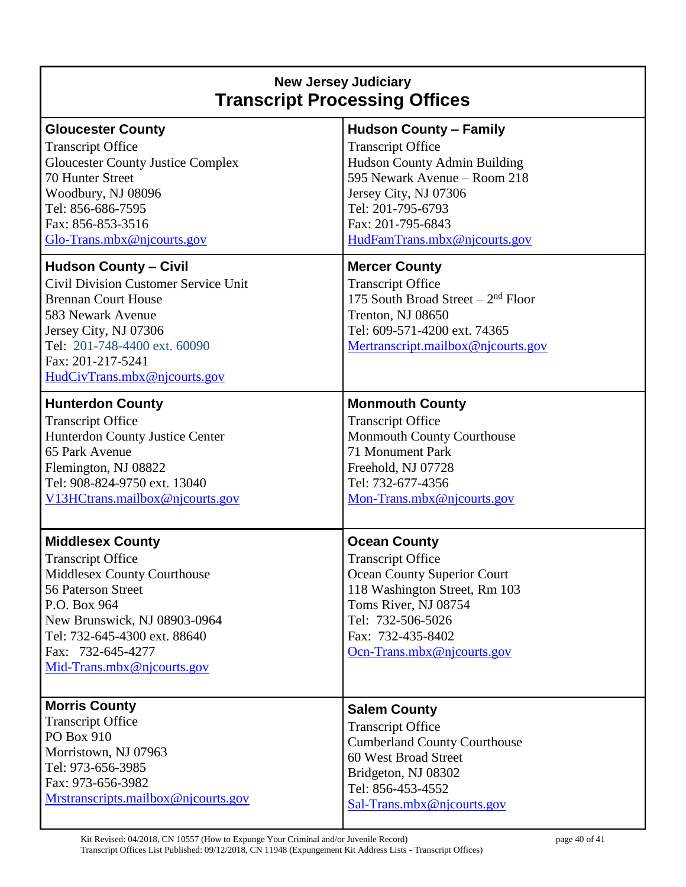## New Jersey Judiciary
# Transcript Processing Offices

### Gloucester County
Transcript Office
Gloucester County Justice Complex
70 Hunter Street
Woodbury, NJ 08096
Tel: 856-686-7595
Fax: 856-853-3516
Glo-Trans.mbx@njcourts.gov

### Hudson County – Family
Transcript Office
Hudson County Admin Building
595 Newark Avenue – Room 218
Jersey City, NJ 07306
Tel: 201-795-6793
Fax: 201-795-6843
HudFamTrans.mbx@njcourts.gov

### Hudson County – Civil
Civil Division Customer Service Unit
Brennan Court House
583 Newark Avenue
Jersey City, NJ 07306
Tel: 201-748-4400 ext. 60090
Fax: 201-217-5241
HudCivTrans.mbx@njcourts.gov

### Mercer County
Transcript Office
175 South Broad Street – 2nd Floor
Trenton, NJ 08650
Tel: 609-571-4200 ext. 74365
Mertranscript.mailbox@njcourts.gov

### Hunterdon County
Transcript Office
Hunterdon County Justice Center
65 Park Avenue
Flemington, NJ 08822
Tel: 908-824-9750 ext. 13040
V13HCtrans.mailbox@njcourts.gov

### Monmouth County
Transcript Office
Monmouth County Courthouse
71 Monument Park
Freehold, NJ 07728
Tel: 732-677-4356
Mon-Trans.mbx@njcourts.gov

### Middlesex County
Transcript Office
Middlesex County Courthouse
56 Paterson Street
P.O. Box 964
New Brunswick, NJ 08903-0964
Tel: 732-645-4300 ext. 88640
Fax: 732-645-4277
Mid-Trans.mbx@njcourts.gov

### Ocean County
Transcript Office
Ocean County Superior Court
118 Washington Street, Rm 103
Toms River, NJ 08754
Tel: 732-506-5026
Fax: 732-435-8402
Ocn-Trans.mbx@njcourts.gov

### Morris County
Transcript Office
PO Box 910
Morristown, NJ 07963
Tel: 973-656-3985
Fax: 973-656-3982
Mrstranscripts.mailbox@njcourts.gov

### Salem County
Transcript Office
Cumberland County Courthouse
60 West Broad Street
Bridgeton, NJ 08302
Tel: 856-453-4552
Sal-Trans.mbx@njcourts.gov

Kit Revised: 04/2018, CN 10557 (How to Expunge Your Criminal and/or Juvenile Record)
Transcript Offices List Published: 09/12/2018, CN 11948 (Expungement Kit Address Lists - Transcript Offices)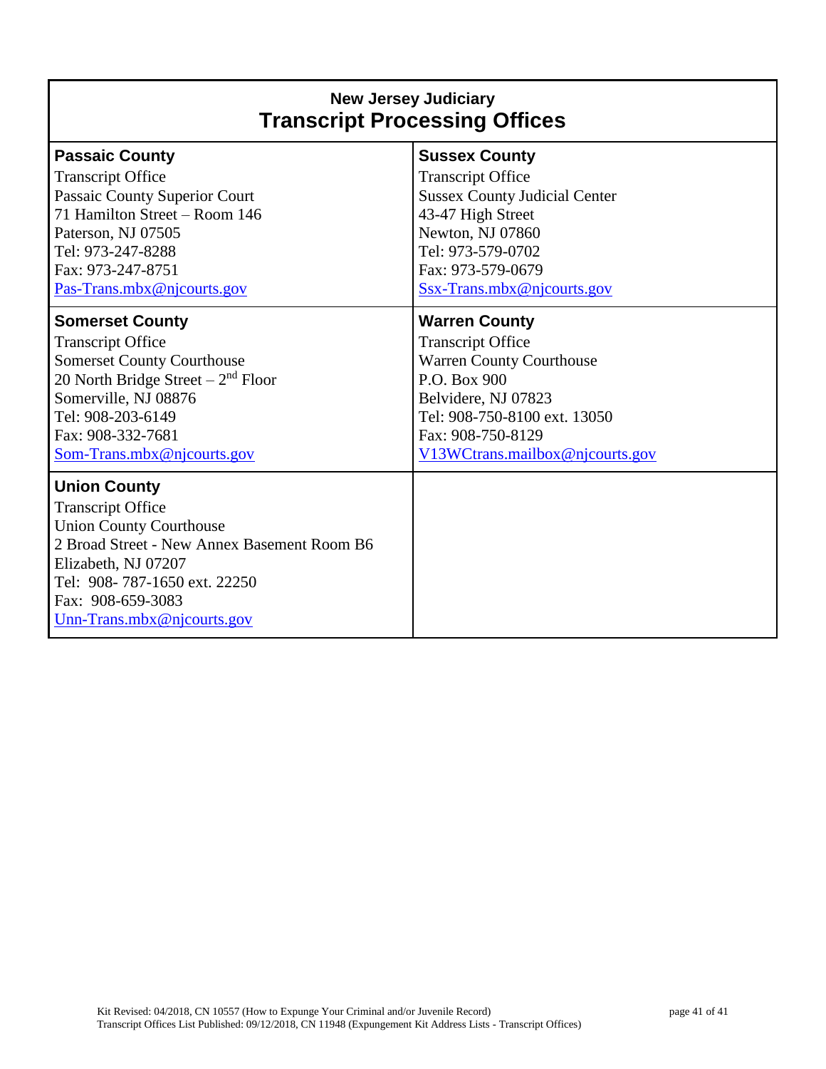**New Jersey Judiciary**

# Transcript Processing Offices

| | |
|---|---|
| **Passaic County**<br>Transcript Office<br>Passaic County Superior Court<br>71 Hamilton Street – Room 146<br>Paterson, NJ 07505<br>Tel: 973-247-8288<br>Fax: 973-247-8751<br>Pas-Trans.mbx@njcourts.gov | **Sussex County**<br>Transcript Office<br>Sussex County Judicial Center<br>43-47 High Street<br>Newton, NJ 07860<br>Tel: 973-579-0702<br>Fax: 973-579-0679<br>Ssx-Trans.mbx@njcourts.gov |
| **Somerset County**<br>Transcript Office<br>Somerset County Courthouse<br>20 North Bridge Street – 2nd Floor<br>Somerville, NJ 08876<br>Tel: 908-203-6149<br>Fax: 908-332-7681<br>Som-Trans.mbx@njcourts.gov | **Warren County**<br>Transcript Office<br>Warren County Courthouse<br>P.O. Box 900<br>Belvidere, NJ 07823<br>Tel: 908-750-8100 ext. 13050<br>Fax: 908-750-8129<br>V13WCtrans.mailbox@njcourts.gov |
| **Union County**<br>Transcript Office<br>Union County Courthouse<br>2 Broad Street - New Annex Basement Room B6<br>Elizabeth, NJ 07207<br>Tel: 908- 787-1650 ext. 22250<br>Fax: 908-659-3083<br>Unn-Trans.mbx@njcourts.gov | |

Kit Revised: 04/2018, CN 10557 (How to Expunge Your Criminal and/or Juvenile Record)
Transcript Offices List Published: 09/12/2018, CN 11948 (Expungement Kit Address Lists - Transcript Offices)